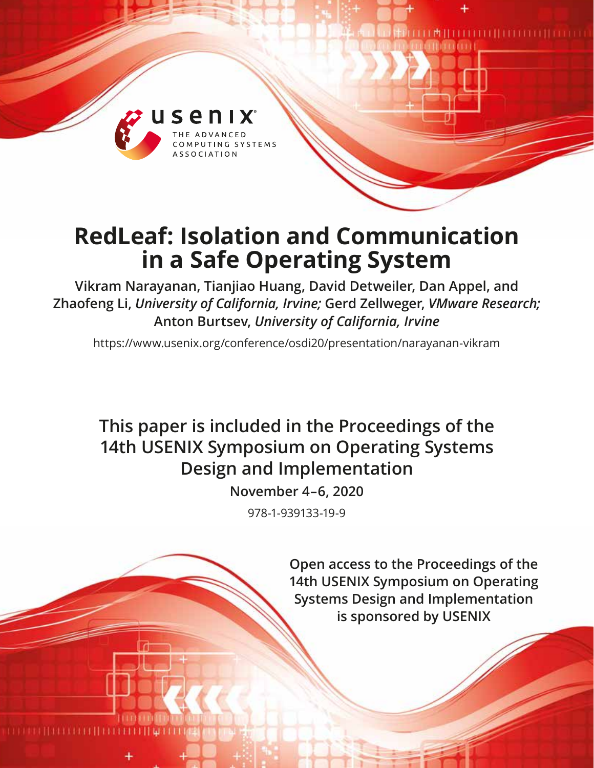# RedLeaf: Isolation and Communication in a Safe Operating System

**Vikram Narayanan, Tianjiao Huang, David Detweiler, Dan Appel, and Zhaofeng Li,** ***University of California, Irvine;*** **Gerd Zellweger,** ***VMware Research;*** **Anton Burtsev,** ***University of California, Irvine***

https://www.usenix.org/conference/osdi20/presentation/narayanan-vikram

**This paper is included in the Proceedings of the 14th USENIX Symposium on Operating Systems Design and Implementation**

**November 4–6, 2020**

978-1-939133-19-9

**Open access to the Proceedings of the 14th USENIX Symposium on Operating Systems Design and Implementation is sponsored by USENIX**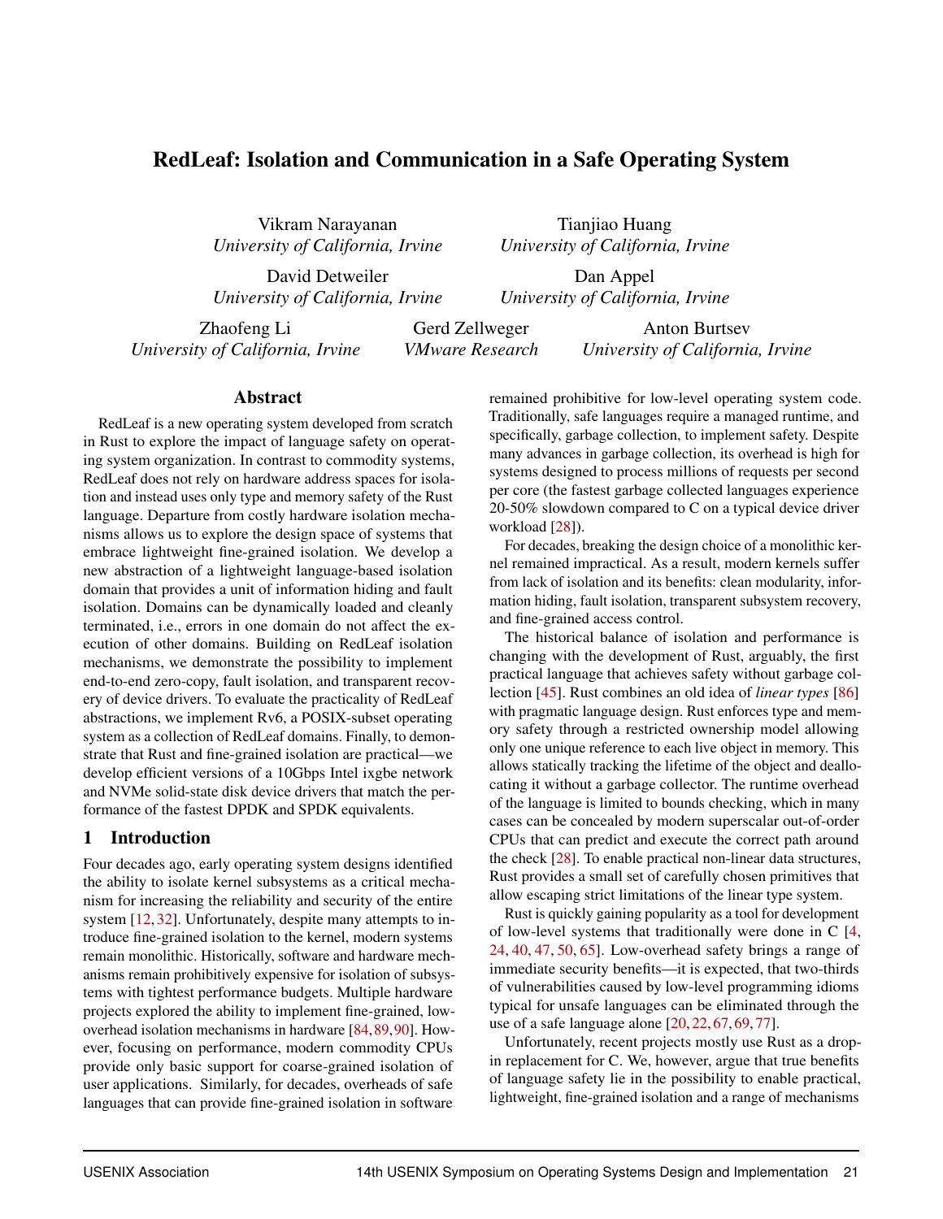# RedLeaf: Isolation and Communication in a Safe Operating System

Vikram Narayanan
*University of California, Irvine*

Tianjiao Huang
*University of California, Irvine*

David Detweiler
*University of California, Irvine*

Dan Appel
*University of California, Irvine*

Zhaofeng Li
*University of California, Irvine*

Gerd Zellweger
*VMware Research*

Anton Burtsev
*University of California, Irvine*

## Abstract

RedLeaf is a new operating system developed from scratch in Rust to explore the impact of language safety on operating system organization. In contrast to commodity systems, RedLeaf does not rely on hardware address spaces for isolation and instead uses only type and memory safety of the Rust language. Departure from costly hardware isolation mechanisms allows us to explore the design space of systems that embrace lightweight fine-grained isolation. We develop a new abstraction of a lightweight language-based isolation domain that provides a unit of information hiding and fault isolation. Domains can be dynamically loaded and cleanly terminated, i.e., errors in one domain do not affect the execution of other domains. Building on RedLeaf isolation mechanisms, we demonstrate the possibility to implement end-to-end zero-copy, fault isolation, and transparent recovery of device drivers. To evaluate the practicality of RedLeaf abstractions, we implement Rv6, a POSIX-subset operating system as a collection of RedLeaf domains. Finally, to demonstrate that Rust and fine-grained isolation are practical—we develop efficient versions of a 10Gbps Intel ixgbe network and NVMe solid-state disk device drivers that match the performance of the fastest DPDK and SPDK equivalents.

## 1 Introduction

Four decades ago, early operating system designs identified the ability to isolate kernel subsystems as a critical mechanism for increasing the reliability and security of the entire system [12, 32]. Unfortunately, despite many attempts to introduce fine-grained isolation to the kernel, modern systems remain monolithic. Historically, software and hardware mechanisms remain prohibitively expensive for isolation of subsystems with tightest performance budgets. Multiple hardware projects explored the ability to implement fine-grained, low-overhead isolation mechanisms in hardware [84, 89, 90]. However, focusing on performance, modern commodity CPUs provide only basic support for coarse-grained isolation of user applications. Similarly, for decades, overheads of safe languages that can provide fine-grained isolation in software remained prohibitive for low-level operating system code. Traditionally, safe languages require a managed runtime, and specifically, garbage collection, to implement safety. Despite many advances in garbage collection, its overhead is high for systems designed to process millions of requests per second per core (the fastest garbage collected languages experience 20-50% slowdown compared to C on a typical device driver workload [28]).

For decades, breaking the design choice of a monolithic kernel remained impractical. As a result, modern kernels suffer from lack of isolation and its benefits: clean modularity, information hiding, fault isolation, transparent subsystem recovery, and fine-grained access control.

The historical balance of isolation and performance is changing with the development of Rust, arguably, the first practical language that achieves safety without garbage collection [45]. Rust combines an old idea of *linear types* [86] with pragmatic language design. Rust enforces type and memory safety through a restricted ownership model allowing only one unique reference to each live object in memory. This allows statically tracking the lifetime of the object and deallocating it without a garbage collector. The runtime overhead of the language is limited to bounds checking, which in many cases can be concealed by modern superscalar out-of-order CPUs that can predict and execute the correct path around the check [28]. To enable practical non-linear data structures, Rust provides a small set of carefully chosen primitives that allow escaping strict limitations of the linear type system.

Rust is quickly gaining popularity as a tool for development of low-level systems that traditionally were done in C [4, 24, 40, 47, 50, 65]. Low-overhead safety brings a range of immediate security benefits—it is expected, that two-thirds of vulnerabilities caused by low-level programming idioms typical for unsafe languages can be eliminated through the use of a safe language alone [20, 22, 67, 69, 77].

Unfortunately, recent projects mostly use Rust as a drop-in replacement for C. We, however, argue that true benefits of language safety lie in the possibility to enable practical, lightweight, fine-grained isolation and a range of mechanisms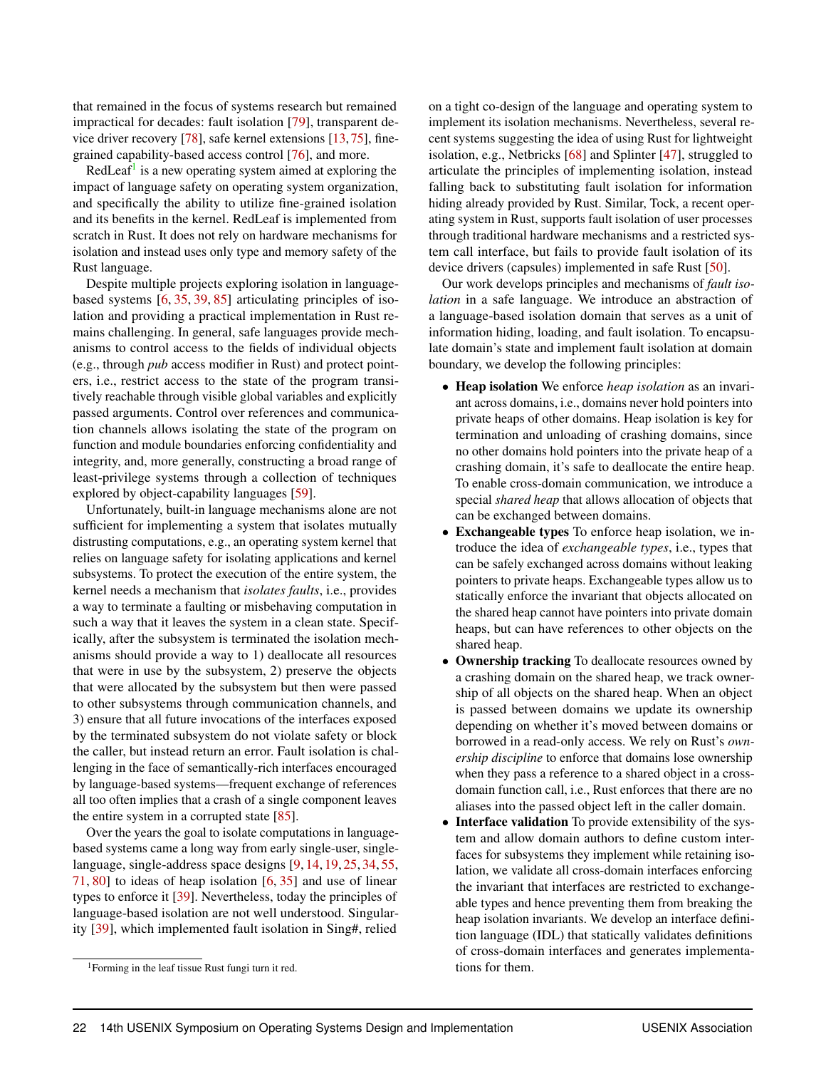that remained in the focus of systems research but remained impractical for decades: fault isolation [79], transparent device driver recovery [78], safe kernel extensions [13, 75], fine-grained capability-based access control [76], and more.

RedLeaf[1] is a new operating system aimed at exploring the impact of language safety on operating system organization, and specifically the ability to utilize fine-grained isolation and its benefits in the kernel. RedLeaf is implemented from scratch in Rust. It does not rely on hardware mechanisms for isolation and instead uses only type and memory safety of the Rust language.

Despite multiple projects exploring isolation in language-based systems [6, 35, 39, 85] articulating principles of isolation and providing a practical implementation in Rust remains challenging. In general, safe languages provide mechanisms to control access to the fields of individual objects (e.g., through *pub* access modifier in Rust) and protect pointers, i.e., restrict access to the state of the program transitively reachable through visible global variables and explicitly passed arguments. Control over references and communication channels allows isolating the state of the program on function and module boundaries enforcing confidentiality and integrity, and, more generally, constructing a broad range of least-privilege systems through a collection of techniques explored by object-capability languages [59].

Unfortunately, built-in language mechanisms alone are not sufficient for implementing a system that isolates mutually distrusting computations, e.g., an operating system kernel that relies on language safety for isolating applications and kernel subsystems. To protect the execution of the entire system, the kernel needs a mechanism that *isolates faults*, i.e., provides a way to terminate a faulting or misbehaving computation in such a way that it leaves the system in a clean state. Specifically, after the subsystem is terminated the isolation mechanisms should provide a way to 1) deallocate all resources that were in use by the subsystem, 2) preserve the objects that were allocated by the subsystem but then were passed to other subsystems through communication channels, and 3) ensure that all future invocations of the interfaces exposed by the terminated subsystem do not violate safety or block the caller, but instead return an error. Fault isolation is challenging in the face of semantically-rich interfaces encouraged by language-based systems—frequent exchange of references all too often implies that a crash of a single component leaves the entire system in a corrupted state [85].

Over the years the goal to isolate computations in language-based systems came a long way from early single-user, single-language, single-address space designs [9, 14, 19, 25, 34, 55, 71, 80] to ideas of heap isolation [6, 35] and use of linear types to enforce it [39]. Nevertheless, today the principles of language-based isolation are not well understood. Singularity [39], which implemented fault isolation in Sing#, relied on a tight co-design of the language and operating system to implement its isolation mechanisms. Nevertheless, several recent systems suggesting the idea of using Rust for lightweight isolation, e.g., Netbricks [68] and Splinter [47], struggled to articulate the principles of implementing isolation, instead falling back to substituting fault isolation for information hiding already provided by Rust. Similar, Tock, a recent operating system in Rust, supports fault isolation of user processes through traditional hardware mechanisms and a restricted system call interface, but fails to provide fault isolation of its device drivers (capsules) implemented in safe Rust [50].

Our work develops principles and mechanisms of *fault isolation* in a safe language. We introduce an abstraction of a language-based isolation domain that serves as a unit of information hiding, loading, and fault isolation. To encapsulate domain's state and implement fault isolation at domain boundary, we develop the following principles:

- **Heap isolation** We enforce *heap isolation* as an invariant across domains, i.e., domains never hold pointers into private heaps of other domains. Heap isolation is key for termination and unloading of crashing domains, since no other domains hold pointers into the private heap of a crashing domain, it's safe to deallocate the entire heap. To enable cross-domain communication, we introduce a special *shared heap* that allows allocation of objects that can be exchanged between domains.
- **Exchangeable types** To enforce heap isolation, we introduce the idea of *exchangeable types*, i.e., types that can be safely exchanged across domains without leaking pointers to private heaps. Exchangeable types allow us to statically enforce the invariant that objects allocated on the shared heap cannot have pointers into private domain heaps, but can have references to other objects on the shared heap.
- **Ownership tracking** To deallocate resources owned by a crashing domain on the shared heap, we track ownership of all objects on the shared heap. When an object is passed between domains we update its ownership depending on whether it's moved between domains or borrowed in a read-only access. We rely on Rust's *ownership discipline* to enforce that domains lose ownership when they pass a reference to a shared object in a cross-domain function call, i.e., Rust enforces that there are no aliases into the passed object left in the caller domain.
- **Interface validation** To provide extensibility of the system and allow domain authors to define custom interfaces for subsystems they implement while retaining isolation, we validate all cross-domain interfaces enforcing the invariant that interfaces are restricted to exchangeable types and hence preventing them from breaking the heap isolation invariants. We develop an interface definition language (IDL) that statically validates definitions of cross-domain interfaces and generates implementations for them.

[1] Forming in the leaf tissue Rust fungi turn it red.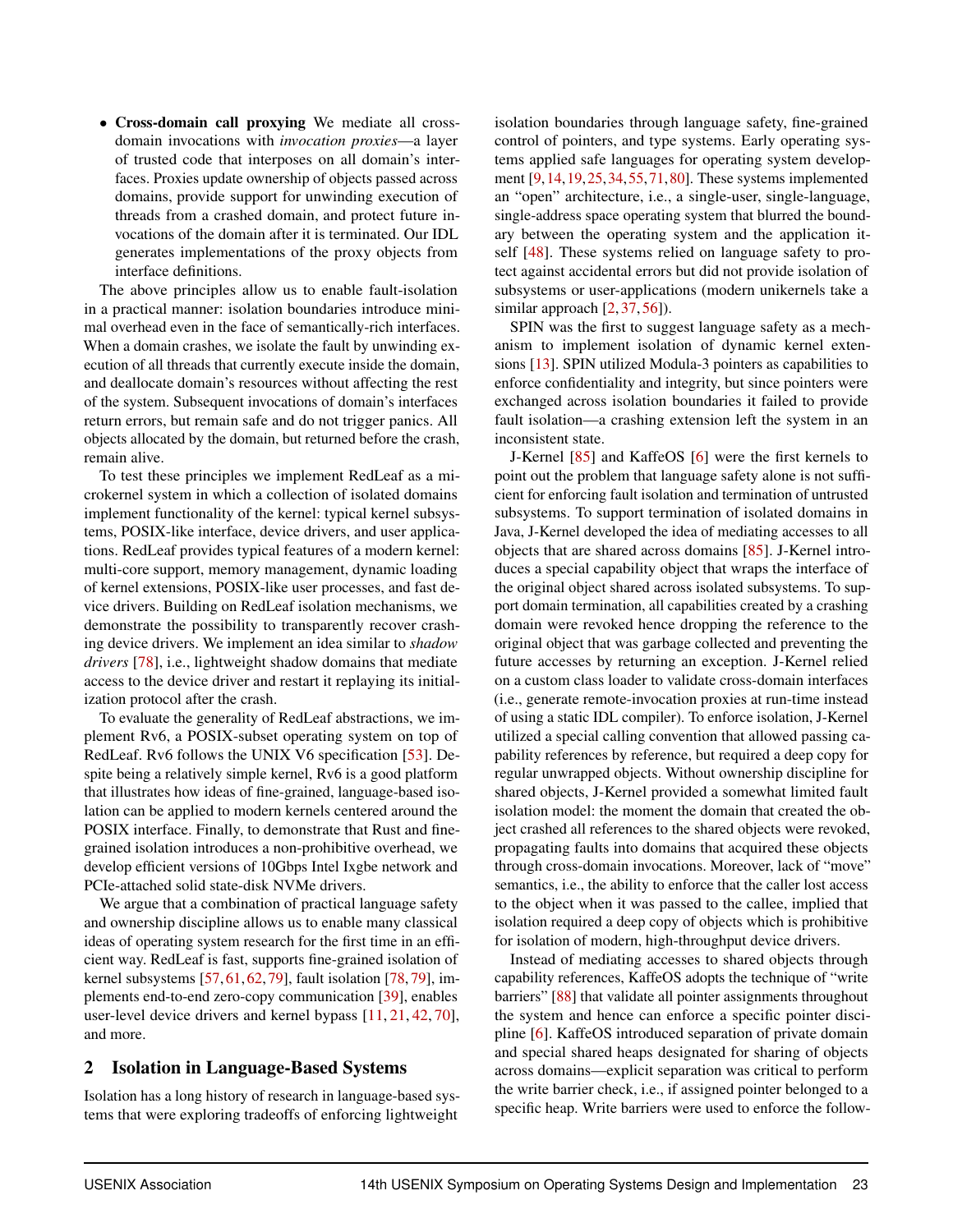- **Cross-domain call proxying** We mediate all cross-domain invocations with *invocation proxies*—a layer of trusted code that interposes on all domain's interfaces. Proxies update ownership of objects passed across domains, provide support for unwinding execution of threads from a crashed domain, and protect future invocations of the domain after it is terminated. Our IDL generates implementations of the proxy objects from interface definitions.

The above principles allow us to enable fault-isolation in a practical manner: isolation boundaries introduce minimal overhead even in the face of semantically-rich interfaces. When a domain crashes, we isolate the fault by unwinding execution of all threads that currently execute inside the domain, and deallocate domain's resources without affecting the rest of the system. Subsequent invocations of domain's interfaces return errors, but remain safe and do not trigger panics. All objects allocated by the domain, but returned before the crash, remain alive.

To test these principles we implement RedLeaf as a microkernel system in which a collection of isolated domains implement functionality of the kernel: typical kernel subsystems, POSIX-like interface, device drivers, and user applications. RedLeaf provides typical features of a modern kernel: multi-core support, memory management, dynamic loading of kernel extensions, POSIX-like user processes, and fast device drivers. Building on RedLeaf isolation mechanisms, we demonstrate the possibility to transparently recover crashing device drivers. We implement an idea similar to *shadow drivers* [78], i.e., lightweight shadow domains that mediate access to the device driver and restart it replaying its initialization protocol after the crash.

To evaluate the generality of RedLeaf abstractions, we implement Rv6, a POSIX-subset operating system on top of RedLeaf. Rv6 follows the UNIX V6 specification [53]. Despite being a relatively simple kernel, Rv6 is a good platform that illustrates how ideas of fine-grained, language-based isolation can be applied to modern kernels centered around the POSIX interface. Finally, to demonstrate that Rust and fine-grained isolation introduces a non-prohibitive overhead, we develop efficient versions of 10Gbps Intel Ixgbe network and PCIe-attached solid state-disk NVMe drivers.

We argue that a combination of practical language safety and ownership discipline allows us to enable many classical ideas of operating system research for the first time in an efficient way. RedLeaf is fast, supports fine-grained isolation of kernel subsystems [57, 61, 62, 79], fault isolation [78, 79], implements end-to-end zero-copy communication [39], enables user-level device drivers and kernel bypass [11, 21, 42, 70], and more.

## 2 Isolation in Language-Based Systems

Isolation has a long history of research in language-based systems that were exploring tradeoffs of enforcing lightweight isolation boundaries through language safety, fine-grained control of pointers, and type systems. Early operating systems applied safe languages for operating system development [9, 14, 19, 25, 34, 55, 71, 80]. These systems implemented an "open" architecture, i.e., a single-user, single-language, single-address space operating system that blurred the boundary between the operating system and the application itself [48]. These systems relied on language safety to protect against accidental errors but did not provide isolation of subsystems or user-applications (modern unikernels take a similar approach [2, 37, 56]).

SPIN was the first to suggest language safety as a mechanism to implement isolation of dynamic kernel extensions [13]. SPIN utilized Modula-3 pointers as capabilities to enforce confidentiality and integrity, but since pointers were exchanged across isolation boundaries it failed to provide fault isolation—a crashing extension left the system in an inconsistent state.

J-Kernel [85] and KaffeOS [6] were the first kernels to point out the problem that language safety alone is not sufficient for enforcing fault isolation and termination of untrusted subsystems. To support termination of isolated domains in Java, J-Kernel developed the idea of mediating accesses to all objects that are shared across domains [85]. J-Kernel introduces a special capability object that wraps the interface of the original object shared across isolated subsystems. To support domain termination, all capabilities created by a crashing domain were revoked hence dropping the reference to the original object that was garbage collected and preventing the future accesses by returning an exception. J-Kernel relied on a custom class loader to validate cross-domain interfaces (i.e., generate remote-invocation proxies at run-time instead of using a static IDL compiler). To enforce isolation, J-Kernel utilized a special calling convention that allowed passing capability references by reference, but required a deep copy for regular unwrapped objects. Without ownership discipline for shared objects, J-Kernel provided a somewhat limited fault isolation model: the moment the domain that created the object crashed all references to the shared objects were revoked, propagating faults into domains that acquired these objects through cross-domain invocations. Moreover, lack of "move" semantics, i.e., the ability to enforce that the caller lost access to the object when it was passed to the callee, implied that isolation required a deep copy of objects which is prohibitive for isolation of modern, high-throughput device drivers.

Instead of mediating accesses to shared objects through capability references, KaffeOS adopts the technique of "write barriers" [88] that validate all pointer assignments throughout the system and hence can enforce a specific pointer discipline [6]. KaffeOS introduced separation of private domain and special shared heaps designated for sharing of objects across domains—explicit separation was critical to perform the write barrier check, i.e., if assigned pointer belonged to a specific heap. Write barriers were used to enforce the follow-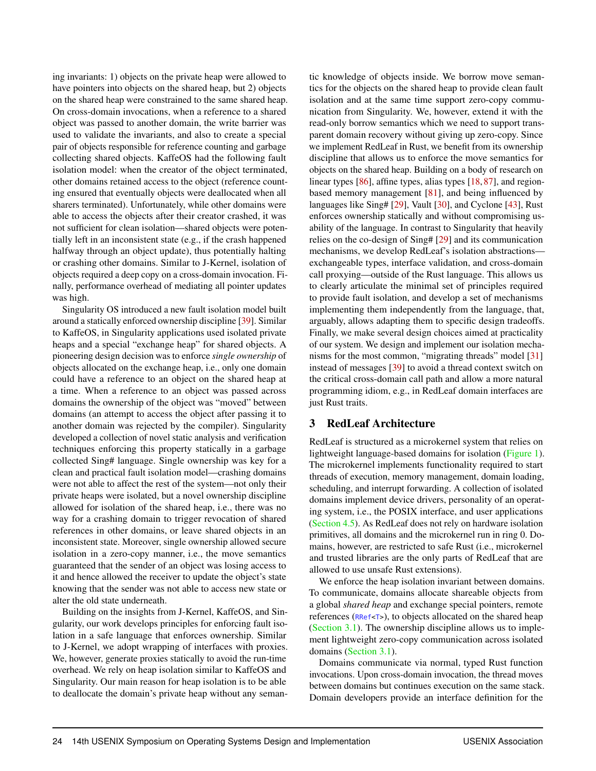ing invariants: 1) objects on the private heap were allowed to have pointers into objects on the shared heap, but 2) objects on the shared heap were constrained to the same shared heap. On cross-domain invocations, when a reference to a shared object was passed to another domain, the write barrier was used to validate the invariants, and also to create a special pair of objects responsible for reference counting and garbage collecting shared objects. KaffeOS had the following fault isolation model: when the creator of the object terminated, other domains retained access to the object (reference counting ensured that eventually objects were deallocated when all sharers terminated). Unfortunately, while other domains were able to access the objects after their creator crashed, it was not sufficient for clean isolation—shared objects were potentially left in an inconsistent state (e.g., if the crash happened halfway through an object update), thus potentially halting or crashing other domains. Similar to J-Kernel, isolation of objects required a deep copy on a cross-domain invocation. Finally, performance overhead of mediating all pointer updates was high.

Singularity OS introduced a new fault isolation model built around a statically enforced ownership discipline [39]. Similar to KaffeOS, in Singularity applications used isolated private heaps and a special "exchange heap" for shared objects. A pioneering design decision was to enforce *single ownership* of objects allocated on the exchange heap, i.e., only one domain could have a reference to an object on the shared heap at a time. When a reference to an object was passed across domains the ownership of the object was "moved" between domains (an attempt to access the object after passing it to another domain was rejected by the compiler). Singularity developed a collection of novel static analysis and verification techniques enforcing this property statically in a garbage collected Sing# language. Single ownership was key for a clean and practical fault isolation model—crashing domains were not able to affect the rest of the system—not only their private heaps were isolated, but a novel ownership discipline allowed for isolation of the shared heap, i.e., there was no way for a crashing domain to trigger revocation of shared references in other domains, or leave shared objects in an inconsistent state. Moreover, single ownership allowed secure isolation in a zero-copy manner, i.e., the move semantics guaranteed that the sender of an object was losing access to it and hence allowed the receiver to update the object's state knowing that the sender was not able to access new state or alter the old state underneath.

Building on the insights from J-Kernel, KaffeOS, and Singularity, our work develops principles for enforcing fault isolation in a safe language that enforces ownership. Similar to J-Kernel, we adopt wrapping of interfaces with proxies. We, however, generate proxies statically to avoid the run-time overhead. We rely on heap isolation similar to KaffeOS and Singularity. Our main reason for heap isolation is to be able to deallocate the domain's private heap without any semantic knowledge of objects inside. We borrow move semantics for the objects on the shared heap to provide clean fault isolation and at the same time support zero-copy communication from Singularity. We, however, extend it with the read-only borrow semantics which we need to support transparent domain recovery without giving up zero-copy. Since we implement RedLeaf in Rust, we benefit from its ownership discipline that allows us to enforce the move semantics for objects on the shared heap. Building on a body of research on linear types [86], affine types, alias types [18, 87], and region-based memory management [81], and being influenced by languages like Sing# [29], Vault [30], and Cyclone [43], Rust enforces ownership statically and without compromising usability of the language. In contrast to Singularity that heavily relies on the co-design of Sing# [29] and its communication mechanisms, we develop RedLeaf's isolation abstractions—exchangeable types, interface validation, and cross-domain call proxying—outside of the Rust language. This allows us to clearly articulate the minimal set of principles required to provide fault isolation, and develop a set of mechanisms implementing them independently from the language, that, arguably, allows adapting them to specific design tradeoffs. Finally, we make several design choices aimed at practicality of our system. We design and implement our isolation mechanisms for the most common, "migrating threads" model [31] instead of messages [39] to avoid a thread context switch on the critical cross-domain call path and allow a more natural programming idiom, e.g., in RedLeaf domain interfaces are just Rust traits.

## 3 RedLeaf Architecture

RedLeaf is structured as a microkernel system that relies on lightweight language-based domains for isolation (Figure 1). The microkernel implements functionality required to start threads of execution, memory management, domain loading, scheduling, and interrupt forwarding. A collection of isolated domains implement device drivers, personality of an operating system, i.e., the POSIX interface, and user applications (Section 4.5). As RedLeaf does not rely on hardware isolation primitives, all domains and the microkernel run in ring 0. Domains, however, are restricted to safe Rust (i.e., microkernel and trusted libraries are the only parts of RedLeaf that are allowed to use unsafe Rust extensions).

We enforce the heap isolation invariant between domains. To communicate, domains allocate shareable objects from a global *shared heap* and exchange special pointers, remote references (`RRef<T>`), to objects allocated on the shared heap (Section 3.1). The ownership discipline allows us to implement lightweight zero-copy communication across isolated domains (Section 3.1).

Domains communicate via normal, typed Rust function invocations. Upon cross-domain invocation, the thread moves between domains but continues execution on the same stack. Domain developers provide an interface definition for the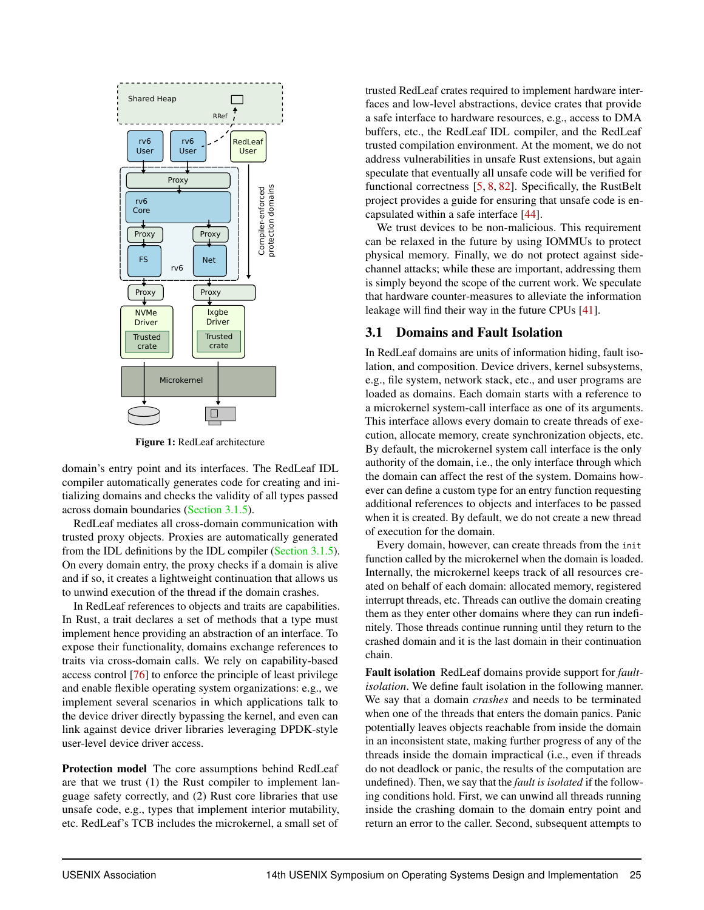Figure 1: RedLeaf architecture

domain's entry point and its interfaces. The RedLeaf IDL compiler automatically generates code for creating and initializing domains and checks the validity of all types passed across domain boundaries (Section 3.1.5).

RedLeaf mediates all cross-domain communication with trusted proxy objects. Proxies are automatically generated from the IDL definitions by the IDL compiler (Section 3.1.5). On every domain entry, the proxy checks if a domain is alive and if so, it creates a lightweight continuation that allows us to unwind execution of the thread if the domain crashes.

In RedLeaf references to objects and traits are capabilities. In Rust, a trait declares a set of methods that a type must implement hence providing an abstraction of an interface. To expose their functionality, domains exchange references to traits via cross-domain calls. We rely on capability-based access control [76] to enforce the principle of least privilege and enable flexible operating system organizations: e.g., we implement several scenarios in which applications talk to the device driver directly bypassing the kernel, and even can link against device driver libraries leveraging DPDK-style user-level device driver access.

**Protection model** The core assumptions behind RedLeaf are that we trust (1) the Rust compiler to implement language safety correctly, and (2) Rust core libraries that use unsafe code, e.g., types that implement interior mutability, etc. RedLeaf's TCB includes the microkernel, a small set of trusted RedLeaf crates required to implement hardware interfaces and low-level abstractions, device crates that provide a safe interface to hardware resources, e.g., access to DMA buffers, etc., the RedLeaf IDL compiler, and the RedLeaf trusted compilation environment. At the moment, we do not address vulnerabilities in unsafe Rust extensions, but again speculate that eventually all unsafe code will be verified for functional correctness [5, 8, 82]. Specifically, the RustBelt project provides a guide for ensuring that unsafe code is encapsulated within a safe interface [44].

We trust devices to be non-malicious. This requirement can be relaxed in the future by using IOMMUs to protect physical memory. Finally, we do not protect against side-channel attacks; while these are important, addressing them is simply beyond the scope of the current work. We speculate that hardware counter-measures to alleviate the information leakage will find their way in the future CPUs [41].

## 3.1 Domains and Fault Isolation

In RedLeaf domains are units of information hiding, fault isolation, and composition. Device drivers, kernel subsystems, e.g., file system, network stack, etc., and user programs are loaded as domains. Each domain starts with a reference to a microkernel system-call interface as one of its arguments. This interface allows every domain to create threads of execution, allocate memory, create synchronization objects, etc. By default, the microkernel system call interface is the only authority of the domain, i.e., the only interface through which the domain can affect the rest of the system. Domains however can define a custom type for an entry function requesting additional references to objects and interfaces to be passed when it is created. By default, we do not create a new thread of execution for the domain.

Every domain, however, can create threads from the `init` function called by the microkernel when the domain is loaded. Internally, the microkernel keeps track of all resources created on behalf of each domain: allocated memory, registered interrupt threads, etc. Threads can outlive the domain creating them as they enter other domains where they can run indefinitely. Those threads continue running until they return to the crashed domain and it is the last domain in their continuation chain.

**Fault isolation** RedLeaf domains provide support for *fault-isolation*. We define fault isolation in the following manner. We say that a domain *crashes* and needs to be terminated when one of the threads that enters the domain panics. Panic potentially leaves objects reachable from inside the domain in an inconsistent state, making further progress of any of the threads inside the domain impractical (i.e., even if threads do not deadlock or panic, the results of the computation are undefined). Then, we say that the *fault is isolated* if the following conditions hold. First, we can unwind all threads running inside the crashing domain to the domain entry point and return an error to the caller. Second, subsequent attempts to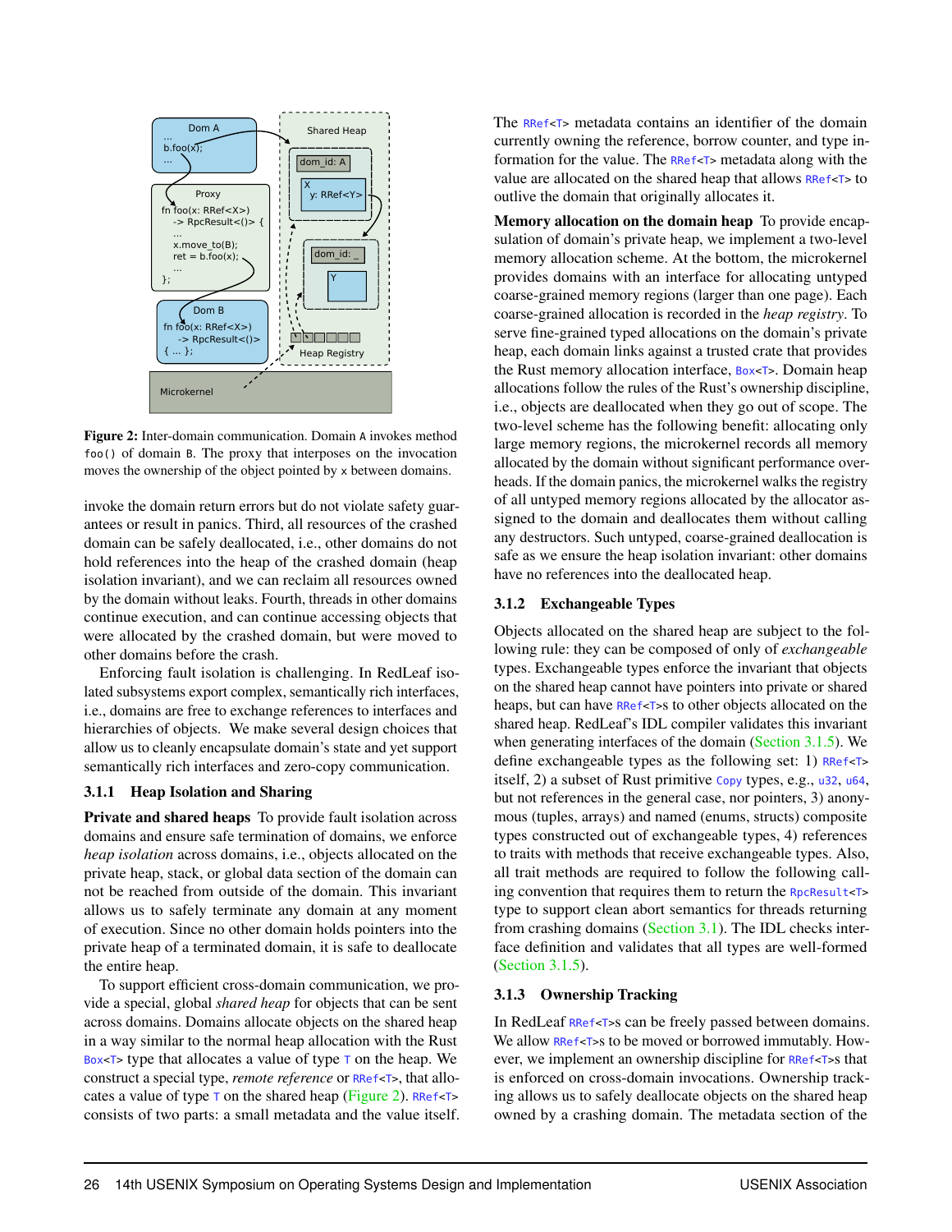Figure 2: Inter-domain communication. Domain A invokes method `foo()` of domain B. The proxy that interposes on the invocation moves the ownership of the object pointed by x between domains.

invoke the domain return errors but do not violate safety guarantees or result in panics. Third, all resources of the crashed domain can be safely deallocated, i.e., other domains do not hold references into the heap of the crashed domain (heap isolation invariant), and we can reclaim all resources owned by the domain without leaks. Fourth, threads in other domains continue execution, and can continue accessing objects that were allocated by the crashed domain, but were moved to other domains before the crash.

Enforcing fault isolation is challenging. In RedLeaf isolated subsystems export complex, semantically rich interfaces, i.e., domains are free to exchange references to interfaces and hierarchies of objects. We make several design choices that allow us to cleanly encapsulate domain's state and yet support semantically rich interfaces and zero-copy communication.

### 3.1.1 Heap Isolation and Sharing

**Private and shared heaps** To provide fault isolation across domains and ensure safe termination of domains, we enforce *heap isolation* across domains, i.e., objects allocated on the private heap, stack, or global data section of the domain can not be reached from outside of the domain. This invariant allows us to safely terminate any domain at any moment of execution. Since no other domain holds pointers into the private heap of a terminated domain, it is safe to deallocate the entire heap.

To support efficient cross-domain communication, we provide a special, global *shared heap* for objects that can be sent across domains. Domains allocate objects on the shared heap in a way similar to the normal heap allocation with the Rust `Box<T>` type that allocates a value of type `T` on the heap. We construct a special type, *remote reference* or `RRef<T>`, that allocates a value of type `T` on the shared heap (Figure 2). `RRef<T>` consists of two parts: a small metadata and the value itself. The `RRef<T>` metadata contains an identifier of the domain currently owning the reference, borrow counter, and type information for the value. The `RRef<T>` metadata along with the value are allocated on the shared heap that allows `RRef<T>` to outlive the domain that originally allocates it.

**Memory allocation on the domain heap** To provide encapsulation of domain's private heap, we implement a two-level memory allocation scheme. At the bottom, the microkernel provides domains with an interface for allocating untyped coarse-grained memory regions (larger than one page). Each coarse-grained allocation is recorded in the *heap registry*. To serve fine-grained typed allocations on the domain's private heap, each domain links against a trusted crate that provides the Rust memory allocation interface, `Box<T>`. Domain heap allocations follow the rules of the Rust's ownership discipline, i.e., objects are deallocated when they go out of scope. The two-level scheme has the following benefit: allocating only large memory regions, the microkernel records all memory allocated by the domain without significant performance overheads. If the domain panics, the microkernel walks the registry of all untyped memory regions allocated by the allocator assigned to the domain and deallocates them without calling any destructors. Such untyped, coarse-grained deallocation is safe as we ensure the heap isolation invariant: other domains have no references into the deallocated heap.

### 3.1.2 Exchangeable Types

Objects allocated on the shared heap are subject to the following rule: they can be composed of only of *exchangeable* types. Exchangeable types enforce the invariant that objects on the shared heap cannot have pointers into private or shared heaps, but can have `RRef<T>`s to other objects allocated on the shared heap. RedLeaf's IDL compiler validates this invariant when generating interfaces of the domain (Section 3.1.5). We define exchangeable types as the following set: 1) `RRef<T>` itself, 2) a subset of Rust primitive `Copy` types, e.g., `u32`, `u64`, but not references in the general case, nor pointers, 3) anonymous (tuples, arrays) and named (enums, structs) composite types constructed out of exchangeable types, 4) references to traits with methods that receive exchangeable types. Also, all trait methods are required to follow the following calling convention that requires them to return the `RpcResult<T>` type to support clean abort semantics for threads returning from crashing domains (Section 3.1). The IDL checks interface definition and validates that all types are well-formed (Section 3.1.5).

### 3.1.3 Ownership Tracking

In RedLeaf `RRef<T>`s can be freely passed between domains. We allow `RRef<T>`s to be moved or borrowed immutably. However, we implement an ownership discipline for `RRef<T>`s that is enforced on cross-domain invocations. Ownership tracking allows us to safely deallocate objects on the shared heap owned by a crashing domain. The metadata section of the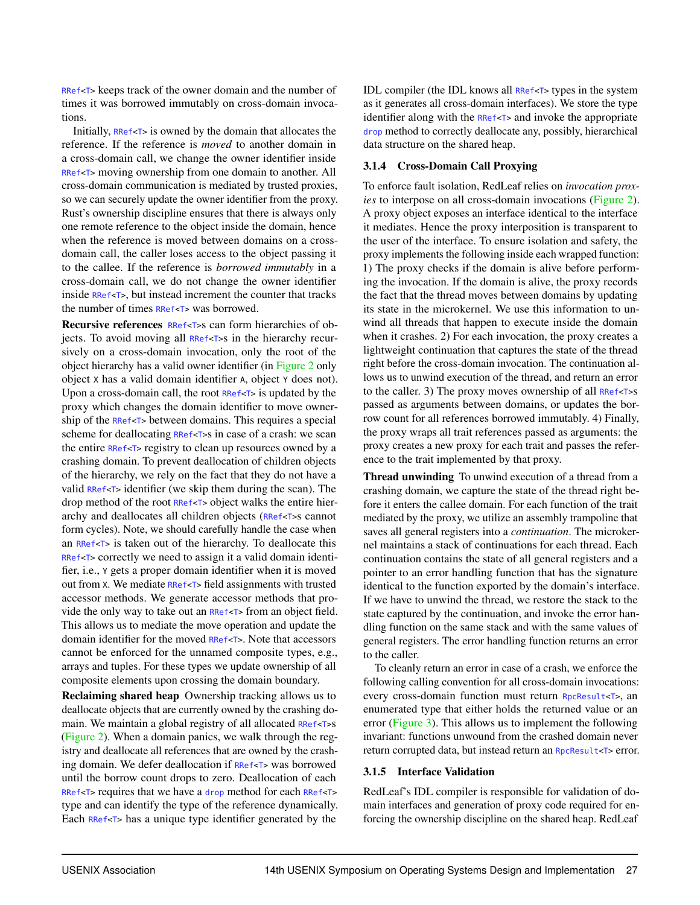`RRef<T>` keeps track of the owner domain and the number of times it was borrowed immutably on cross-domain invocations.

Initially, `RRef<T>` is owned by the domain that allocates the reference. If the reference is *moved* to another domain in a cross-domain call, we change the owner identifier inside `RRef<T>` moving ownership from one domain to another. All cross-domain communication is mediated by trusted proxies, so we can securely update the owner identifier from the proxy. Rust's ownership discipline ensures that there is always only one remote reference to the object inside the domain, hence when the reference is moved between domains on a cross-domain call, the caller loses access to the object passing it to the callee. If the reference is *borrowed immutably* in a cross-domain call, we do not change the owner identifier inside `RRef<T>`, but instead increment the counter that tracks the number of times `RRef<T>` was borrowed.

**Recursive references** `RRef<T>`s can form hierarchies of objects. To avoid moving all `RRef<T>`s in the hierarchy recursively on a cross-domain invocation, only the root of the object hierarchy has a valid owner identifier (in Figure 2 only object `X` has a valid domain identifier `A`, object `Y` does not). Upon a cross-domain call, the root `RRef<T>` is updated by the proxy which changes the domain identifier to move ownership of the `RRef<T>` between domains. This requires a special scheme for deallocating `RRef<T>`s in case of a crash: we scan the entire `RRef<T>` registry to clean up resources owned by a crashing domain. To prevent deallocation of children objects of the hierarchy, we rely on the fact that they do not have a valid `RRef<T>` identifier (we skip them during the scan). The drop method of the root `RRef<T>` object walks the entire hierarchy and deallocates all children objects (`RRef<T>`s cannot form cycles). Note, we should carefully handle the case when an `RRef<T>` is taken out of the hierarchy. To deallocate this `RRef<T>` correctly we need to assign it a valid domain identifier, i.e., `Y` gets a proper domain identifier when it is moved out from `X`. We mediate `RRef<T>` field assignments with trusted accessor methods. We generate accessor methods that provide the only way to take out an `RRef<T>` from an object field. This allows us to mediate the move operation and update the domain identifier for the moved `RRef<T>`. Note that accessors cannot be enforced for the unnamed composite types, e.g., arrays and tuples. For these types we update ownership of all composite elements upon crossing the domain boundary.

**Reclaiming shared heap** Ownership tracking allows us to deallocate objects that are currently owned by the crashing domain. We maintain a global registry of all allocated `RRef<T>`s (Figure 2). When a domain panics, we walk through the registry and deallocate all references that are owned by the crashing domain. We defer deallocation if `RRef<T>` was borrowed until the borrow count drops to zero. Deallocation of each `RRef<T>` requires that we have a `drop` method for each `RRef<T>` type and can identify the type of the reference dynamically. Each `RRef<T>` has a unique type identifier generated by the IDL compiler (the IDL knows all `RRef<T>` types in the system as it generates all cross-domain interfaces). We store the type identifier along with the `RRef<T>` and invoke the appropriate `drop` method to correctly deallocate any, possibly, hierarchical data structure on the shared heap.

#### 3.1.4 Cross-Domain Call Proxying

To enforce fault isolation, RedLeaf relies on *invocation proxies* to interpose on all cross-domain invocations (Figure 2). A proxy object exposes an interface identical to the interface it mediates. Hence the proxy interposition is transparent to the user of the interface. To ensure isolation and safety, the proxy implements the following inside each wrapped function: 1) The proxy checks if the domain is alive before performing the invocation. If the domain is alive, the proxy records the fact that the thread moves between domains by updating its state in the microkernel. We use this information to unwind all threads that happen to execute inside the domain when it crashes. 2) For each invocation, the proxy creates a lightweight continuation that captures the state of the thread right before the cross-domain invocation. The continuation allows us to unwind execution of the thread, and return an error to the caller. 3) The proxy moves ownership of all `RRef<T>`s passed as arguments between domains, or updates the borrow count for all references borrowed immutably. 4) Finally, the proxy wraps all trait references passed as arguments: the proxy creates a new proxy for each trait and passes the reference to the trait implemented by that proxy.

**Thread unwinding** To unwind execution of a thread from a crashing domain, we capture the state of the thread right before it enters the callee domain. For each function of the trait mediated by the proxy, we utilize an assembly trampoline that saves all general registers into a *continuation*. The microkernel maintains a stack of continuations for each thread. Each continuation contains the state of all general registers and a pointer to an error handling function that has the signature identical to the function exported by the domain's interface. If we have to unwind the thread, we restore the stack to the state captured by the continuation, and invoke the error handling function on the same stack and with the same values of general registers. The error handling function returns an error to the caller.

To cleanly return an error in case of a crash, we enforce the following calling convention for all cross-domain invocations: every cross-domain function must return `RpcResult<T>`, an enumerated type that either holds the returned value or an error (Figure 3). This allows us to implement the following invariant: functions unwound from the crashed domain never return corrupted data, but instead return an `RpcResult<T>` error.

#### 3.1.5 Interface Validation

RedLeaf's IDL compiler is responsible for validation of domain interfaces and generation of proxy code required for enforcing the ownership discipline on the shared heap. RedLeaf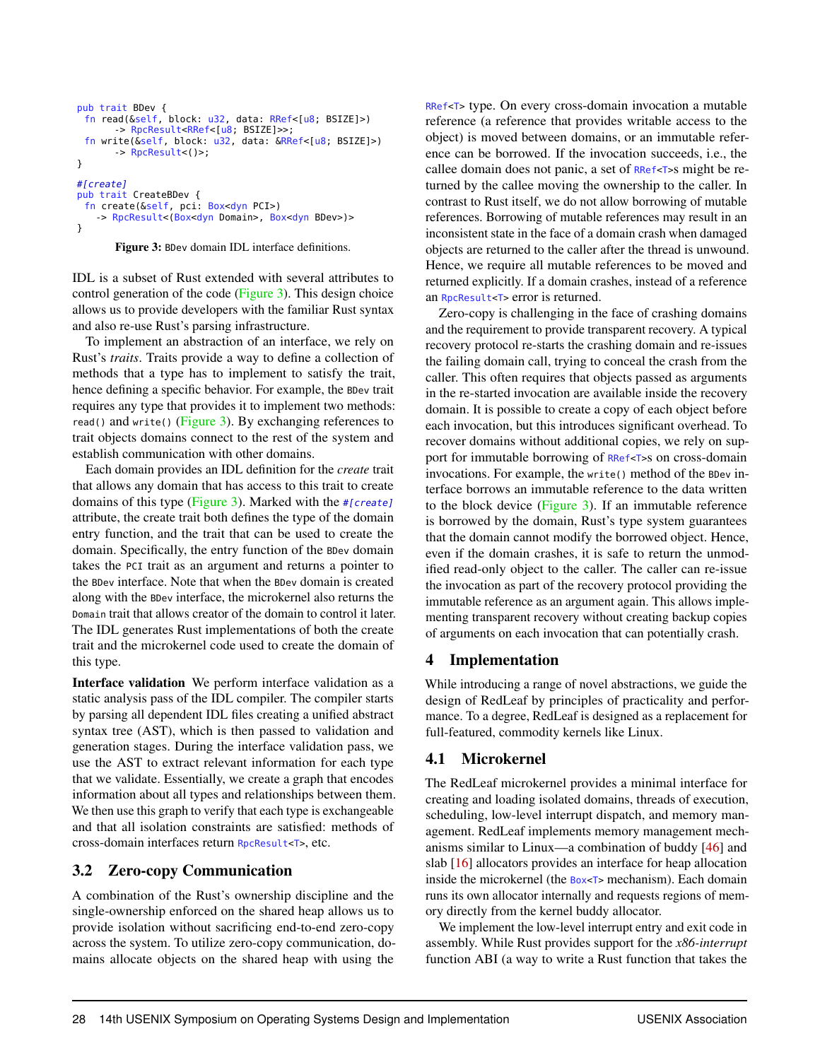```
pub trait BDev {
  fn read(&self, block: u32, data: RRef<[u8; BSIZE]>)
        -> RpcResult<RRef<[u8; BSIZE]>>;
  fn write(&self, block: u32, data: &RRef<[u8; BSIZE]>)
        -> RpcResult<()>;
}

#[create]
pub trait CreateBDev {
  fn create(&self, pci: Box<dyn PCI>)
    -> RpcResult<(Box<dyn Domain>, Box<dyn BDev>)>
}
```

Figure 3: `BDev` domain IDL interface definitions.

IDL is a subset of Rust extended with several attributes to control generation of the code (Figure 3). This design choice allows us to provide developers with the familiar Rust syntax and also re-use Rust's parsing infrastructure.

To implement an abstraction of an interface, we rely on Rust's *traits*. Traits provide a way to define a collection of methods that a type has to implement to satisfy the trait, hence defining a specific behavior. For example, the `BDev` trait requires any type that provides it to implement two methods: `read()` and `write()` (Figure 3). By exchanging references to trait objects domains connect to the rest of the system and establish communication with other domains.

Each domain provides an IDL definition for the *create* trait that allows any domain that has access to this trait to create domains of this type (Figure 3). Marked with the `#[create]` attribute, the create trait both defines the type of the domain entry function, and the trait that can be used to create the domain. Specifically, the entry function of the `BDev` domain takes the `PCI` trait as an argument and returns a pointer to the `BDev` interface. Note that when the `BDev` domain is created along with the `BDev` interface, the microkernel also returns the `Domain` trait that allows creator of the domain to control it later. The IDL generates Rust implementations of both the create trait and the microkernel code used to create the domain of this type.

**Interface validation** We perform interface validation as a static analysis pass of the IDL compiler. The compiler starts by parsing all dependent IDL files creating a unified abstract syntax tree (AST), which is then passed to validation and generation stages. During the interface validation pass, we use the AST to extract relevant information for each type that we validate. Essentially, we create a graph that encodes information about all types and relationships between them. We then use this graph to verify that each type is exchangeable and that all isolation constraints are satisfied: methods of cross-domain interfaces return `RpcResult<T>`, etc.

## 3.2 Zero-copy Communication

A combination of the Rust's ownership discipline and the single-ownership enforced on the shared heap allows us to provide isolation without sacrificing end-to-end zero-copy across the system. To utilize zero-copy communication, domains allocate objects on the shared heap with using the `RRef<T>` type. On every cross-domain invocation a mutable reference (a reference that provides writable access to the object) is moved between domains, or an immutable reference can be borrowed. If the invocation succeeds, i.e., the callee domain does not panic, a set of `RRef<T>`s might be returned by the callee moving the ownership to the caller. In contrast to Rust itself, we do not allow borrowing of mutable references. Borrowing of mutable references may result in an inconsistent state in the face of a domain crash when damaged objects are returned to the caller after the thread is unwound. Hence, we require all mutable references to be moved and returned explicitly. If a domain crashes, instead of a reference an `RpcResult<T>` error is returned.

Zero-copy is challenging in the face of crashing domains and the requirement to provide transparent recovery. A typical recovery protocol re-starts the crashing domain and re-issues the failing domain call, trying to conceal the crash from the caller. This often requires that objects passed as arguments in the re-started invocation are available inside the recovery domain. It is possible to create a copy of each object before each invocation, but this introduces significant overhead. To recover domains without additional copies, we rely on support for immutable borrowing of `RRef<T>`s on cross-domain invocations. For example, the `write()` method of the `BDev` interface borrows an immutable reference to the data written to the block device (Figure 3). If an immutable reference is borrowed by the domain, Rust's type system guarantees that the domain cannot modify the borrowed object. Hence, even if the domain crashes, it is safe to return the unmodified read-only object to the caller. The caller can re-issue the invocation as part of the recovery protocol providing the immutable reference as an argument again. This allows implementing transparent recovery without creating backup copies of arguments on each invocation that can potentially crash.

# 4 Implementation

While introducing a range of novel abstractions, we guide the design of RedLeaf by principles of practicality and performance. To a degree, RedLeaf is designed as a replacement for full-featured, commodity kernels like Linux.

## 4.1 Microkernel

The RedLeaf microkernel provides a minimal interface for creating and loading isolated domains, threads of execution, scheduling, low-level interrupt dispatch, and memory management. RedLeaf implements memory management mechanisms similar to Linux—a combination of buddy [46] and slab [16] allocators provides an interface for heap allocation inside the microkernel (the `Box<T>` mechanism). Each domain runs its own allocator internally and requests regions of memory directly from the kernel buddy allocator.

We implement the low-level interrupt entry and exit code in assembly. While Rust provides support for the *x86-interrupt* function ABI (a way to write a Rust function that takes the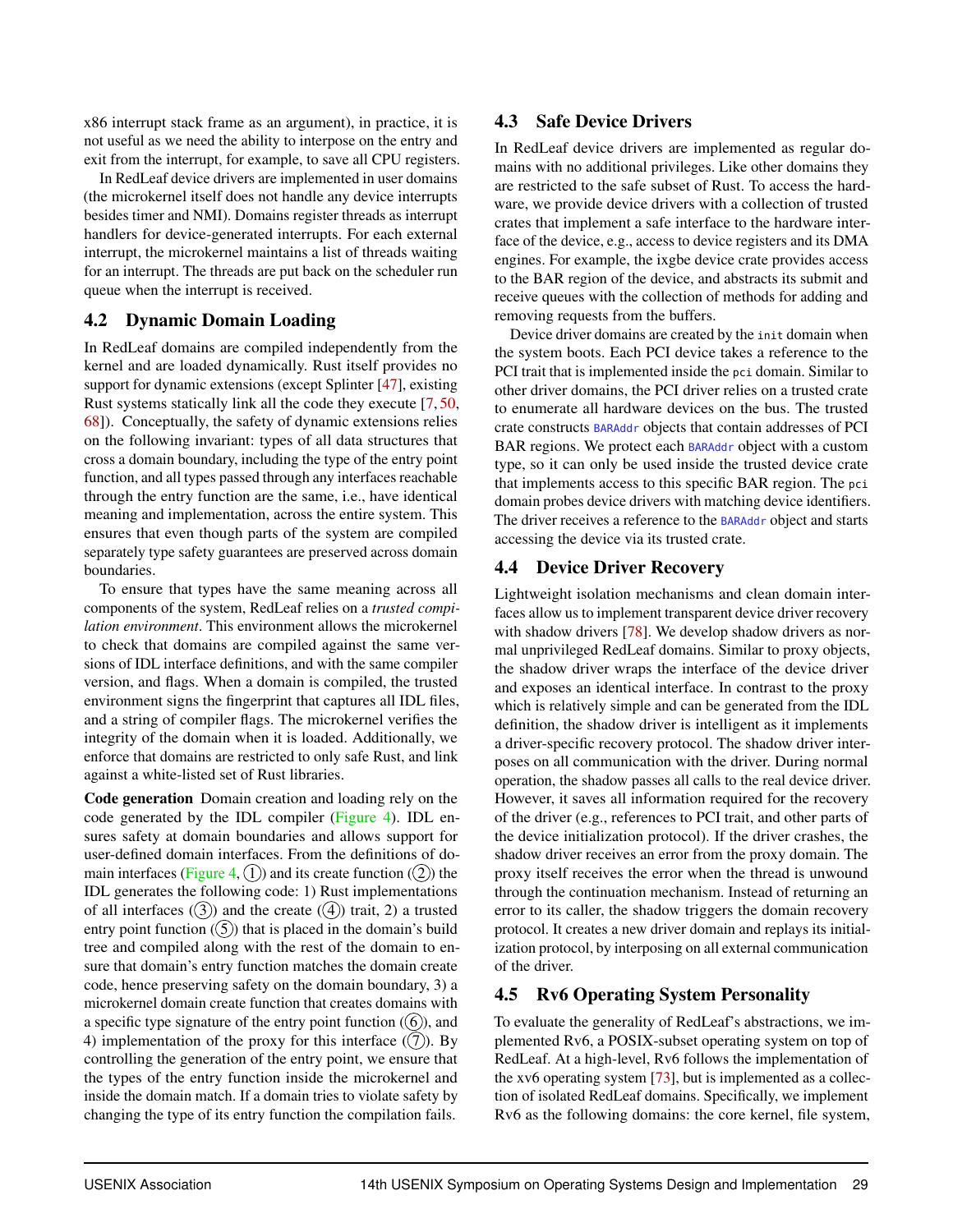x86 interrupt stack frame as an argument), in practice, it is not useful as we need the ability to interpose on the entry and exit from the interrupt, for example, to save all CPU registers.

In RedLeaf device drivers are implemented in user domains (the microkernel itself does not handle any device interrupts besides timer and NMI). Domains register threads as interrupt handlers for device-generated interrupts. For each external interrupt, the microkernel maintains a list of threads waiting for an interrupt. The threads are put back on the scheduler run queue when the interrupt is received.

## 4.2 Dynamic Domain Loading

In RedLeaf domains are compiled independently from the kernel and are loaded dynamically. Rust itself provides no support for dynamic extensions (except Splinter [47], existing Rust systems statically link all the code they execute [7, 50, 68]). Conceptually, the safety of dynamic extensions relies on the following invariant: types of all data structures that cross a domain boundary, including the type of the entry point function, and all types passed through any interfaces reachable through the entry function are the same, i.e., have identical meaning and implementation, across the entire system. This ensures that even though parts of the system are compiled separately type safety guarantees are preserved across domain boundaries.

To ensure that types have the same meaning across all components of the system, RedLeaf relies on a *trusted compilation environment*. This environment allows the microkernel to check that domains are compiled against the same versions of IDL interface definitions, and with the same compiler version, and flags. When a domain is compiled, the trusted environment signs the fingerprint that captures all IDL files, and a string of compiler flags. The microkernel verifies the integrity of the domain when it is loaded. Additionally, we enforce that domains are restricted to only safe Rust, and link against a white-listed set of Rust libraries.

**Code generation** Domain creation and loading rely on the code generated by the IDL compiler (Figure 4). IDL ensures safety at domain boundaries and allows support for user-defined domain interfaces. From the definitions of domain interfaces (Figure 4, (1)) and its create function ((2)) the IDL generates the following code: 1) Rust implementations of all interfaces ((3)) and the create ((4)) trait, 2) a trusted entry point function ((5)) that is placed in the domain's build tree and compiled along with the rest of the domain to ensure that domain's entry function matches the domain create code, hence preserving safety on the domain boundary, 3) a microkernel domain create function that creates domains with a specific type signature of the entry point function ((6)), and 4) implementation of the proxy for this interface ((7)). By controlling the generation of the entry point, we ensure that the types of the entry function inside the microkernel and inside the domain match. If a domain tries to violate safety by changing the type of its entry function the compilation fails.

## 4.3 Safe Device Drivers

In RedLeaf device drivers are implemented as regular domains with no additional privileges. Like other domains they are restricted to the safe subset of Rust. To access the hardware, we provide device drivers with a collection of trusted crates that implement a safe interface to the hardware interface of the device, e.g., access to device registers and its DMA engines. For example, the ixgbe device crate provides access to the BAR region of the device, and abstracts its submit and receive queues with the collection of methods for adding and removing requests from the buffers.

Device driver domains are created by the `init` domain when the system boots. Each PCI device takes a reference to the PCI trait that is implemented inside the `pci` domain. Similar to other driver domains, the PCI driver relies on a trusted crate to enumerate all hardware devices on the bus. The trusted crate constructs `BARAddr` objects that contain addresses of PCI BAR regions. We protect each `BARAddr` object with a custom type, so it can only be used inside the trusted device crate that implements access to this specific BAR region. The `pci` domain probes device drivers with matching device identifiers. The driver receives a reference to the `BARAddr` object and starts accessing the device via its trusted crate.

## 4.4 Device Driver Recovery

Lightweight isolation mechanisms and clean domain interfaces allow us to implement transparent device driver recovery with shadow drivers [78]. We develop shadow drivers as normal unprivileged RedLeaf domains. Similar to proxy objects, the shadow driver wraps the interface of the device driver and exposes an identical interface. In contrast to the proxy which is relatively simple and can be generated from the IDL definition, the shadow driver is intelligent as it implements a driver-specific recovery protocol. The shadow driver interposes on all communication with the driver. During normal operation, the shadow passes all calls to the real device driver. However, it saves all information required for the recovery of the driver (e.g., references to PCI trait, and other parts of the device initialization protocol). If the driver crashes, the shadow driver receives an error from the proxy domain. The proxy itself receives the error when the thread is unwound through the continuation mechanism. Instead of returning an error to its caller, the shadow triggers the domain recovery protocol. It creates a new driver domain and replays its initialization protocol, by interposing on all external communication of the driver.

## 4.5 Rv6 Operating System Personality

To evaluate the generality of RedLeaf's abstractions, we implemented Rv6, a POSIX-subset operating system on top of RedLeaf. At a high-level, Rv6 follows the implementation of the xv6 operating system [73], but is implemented as a collection of isolated RedLeaf domains. Specifically, we implement Rv6 as the following domains: the core kernel, file system,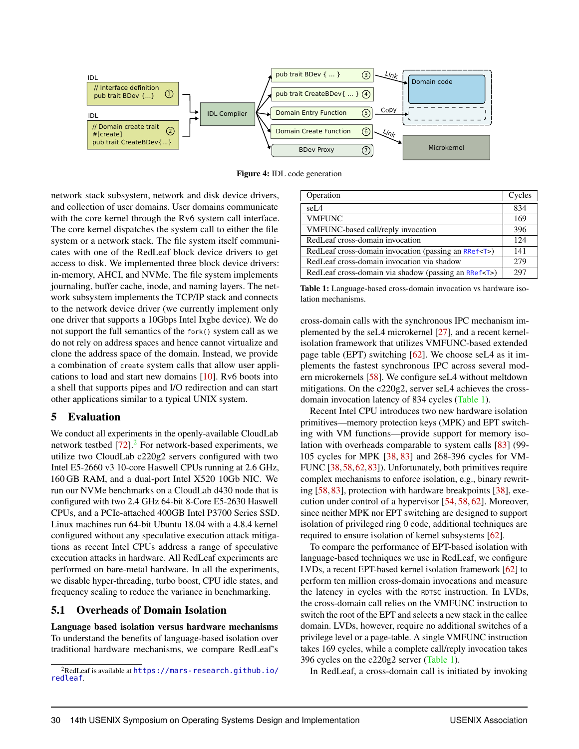Figure 4: IDL code generation

network stack subsystem, network and disk device drivers, and collection of user domains. User domains communicate with the core kernel through the Rv6 system call interface. The core kernel dispatches the system call to either the file system or a network stack. The file system itself communicates with one of the RedLeaf block device drivers to get access to disk. We implemented three block device drivers: in-memory, AHCI, and NVMe. The file system implements journaling, buffer cache, inode, and naming layers. The network subsystem implements the TCP/IP stack and connects to the network device driver (we currently implement only one driver that supports a 10Gbps Intel Ixgbe device). We do not support the full semantics of the `fork()` system call as we do not rely on address spaces and hence cannot virtualize and clone the address space of the domain. Instead, we provide a combination of `create` system calls that allow user applications to load and start new domains [10]. Rv6 boots into a shell that supports pipes and I/O redirection and can start other applications similar to a typical UNIX system.

## 5 Evaluation

We conduct all experiments in the openly-available CloudLab network testbed [72].[2] For network-based experiments, we utilize two CloudLab c220g2 servers configured with two Intel E5-2660 v3 10-core Haswell CPUs running at 2.6 GHz, 160 GB RAM, and a dual-port Intel X520 10Gb NIC. We run our NVMe benchmarks on a CloudLab d430 node that is configured with two 2.4 GHz 64-bit 8-Core E5-2630 Haswell CPUs, and a PCIe-attached 400GB Intel P3700 Series SSD. Linux machines run 64-bit Ubuntu 18.04 with a 4.8.4 kernel configured without any speculative execution attack mitigations as recent Intel CPUs address a range of speculative execution attacks in hardware. All RedLeaf experiments are performed on bare-metal hardware. In all the experiments, we disable hyper-threading, turbo boost, CPU idle states, and frequency scaling to reduce the variance in benchmarking.

### 5.1 Overheads of Domain Isolation

**Language based isolation versus hardware mechanisms** To understand the benefits of language-based isolation over traditional hardware mechanisms, we compare RedLeaf's cross-domain calls with the synchronous IPC mechanism implemented by the seL4 microkernel [27], and a recent kernel-isolation framework that utilizes VMFUNC-based extended page table (EPT) switching [62]. We choose seL4 as it implements the fastest synchronous IPC across several modern microkernels [58]. We configure seL4 without meltdown mitigations. On the c220g2, server seL4 achieves the cross-domain invocation latency of 834 cycles (Table 1).

| Operation | Cycles |
|---|---|
| seL4 | 834 |
| VMFUNC | 169 |
| VMFUNC-based call/reply invocation | 396 |
| RedLeaf cross-domain invocation | 124 |
| RedLeaf cross-domain invocation (passing an `RRef<T>`) | 141 |
| RedLeaf cross-domain invocation via shadow | 279 |
| RedLeaf cross-domain via shadow (passing an `RRef<T>`) | 297 |

**Table 1:** Language-based cross-domain invocation vs hardware isolation mechanisms.

Recent Intel CPU introduces two new hardware isolation primitives—memory protection keys (MPK) and EPT switching with VM functions—provide support for memory isolation with overheads comparable to system calls [83] (99-105 cycles for MPK [38, 83] and 268-396 cycles for VMFUNC [38, 58, 62, 83]). Unfortunately, both primitives require complex mechanisms to enforce isolation, e.g., binary rewriting [58, 83], protection with hardware breakpoints [38], execution under control of a hypervisor [54, 58, 62]. Moreover, since neither MPK nor EPT switching are designed to support isolation of privileged ring 0 code, additional techniques are required to ensure isolation of kernel subsystems [62].

To compare the performance of EPT-based isolation with language-based techniques we use in RedLeaf, we configure LVDs, a recent EPT-based kernel isolation framework [62] to perform ten million cross-domain invocations and measure the latency in cycles with the `RDTSC` instruction. In LVDs, the cross-domain call relies on the VMFUNC instruction to switch the root of the EPT and selects a new stack in the callee domain. LVDs, however, require no additional switches of a privilege level or a page-table. A single VMFUNC instruction takes 169 cycles, while a complete call/reply invocation takes 396 cycles on the c220g2 server (Table 1).

In RedLeaf, a cross-domain call is initiated by invoking

[2] RedLeaf is available at https://mars-research.github.io/redleaf.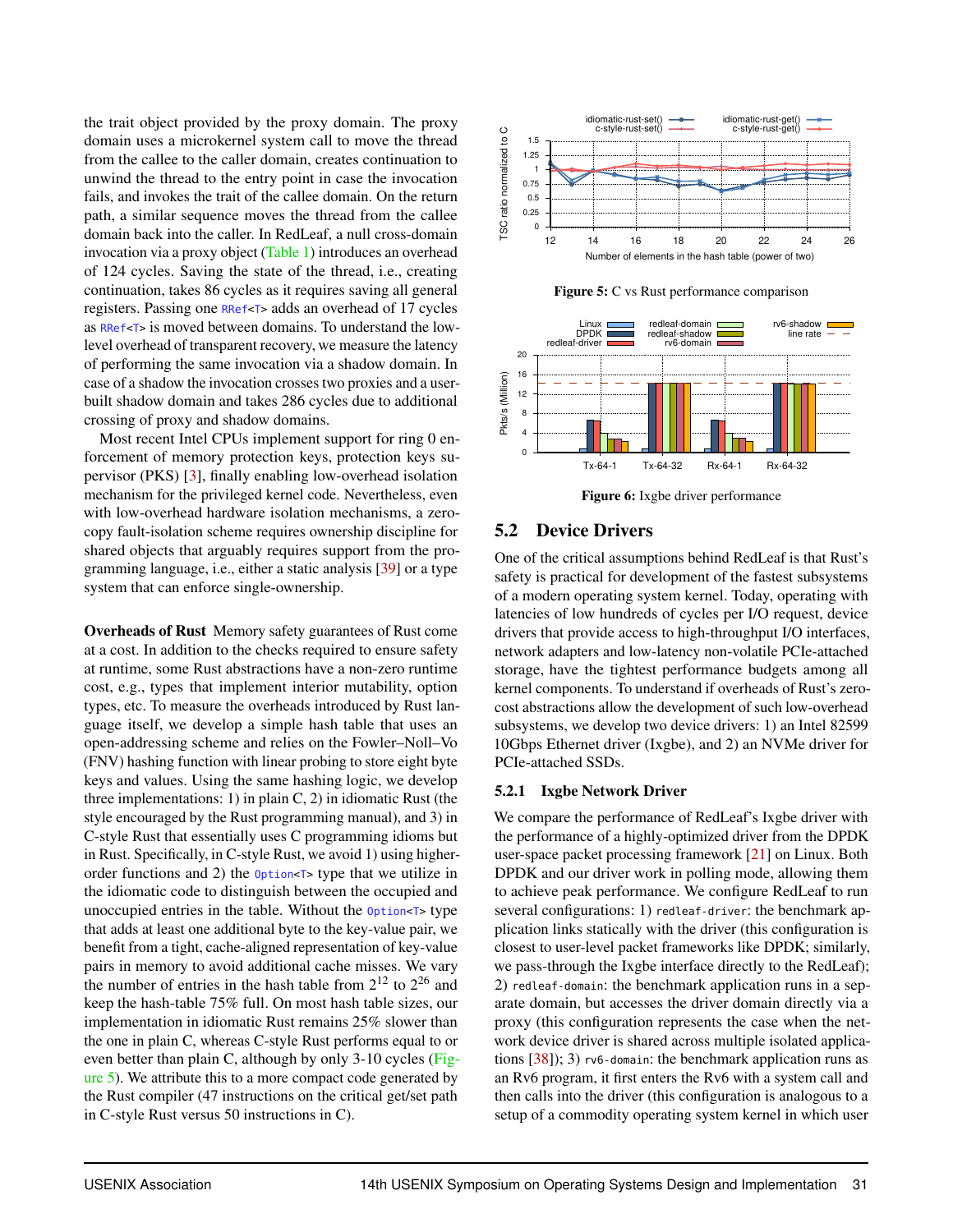the trait object provided by the proxy domain. The proxy domain uses a microkernel system call to move the thread from the callee to the caller domain, creates continuation to unwind the thread to the entry point in case the invocation fails, and invokes the trait of the callee domain. On the return path, a similar sequence moves the thread from the callee domain back into the caller. In RedLeaf, a null cross-domain invocation via a proxy object (Table 1) introduces an overhead of 124 cycles. Saving the state of the thread, i.e., creating continuation, takes 86 cycles as it requires saving all general registers. Passing one `RRef<T>` adds an overhead of 17 cycles as `RRef<T>` is moved between domains. To understand the low-level overhead of transparent recovery, we measure the latency of performing the same invocation via a shadow domain. In case of a shadow the invocation crosses two proxies and a user-built shadow domain and takes 286 cycles due to additional crossing of proxy and shadow domains.

Most recent Intel CPUs implement support for ring 0 enforcement of memory protection keys, protection keys supervisor (PKS) [3], finally enabling low-overhead isolation mechanism for the privileged kernel code. Nevertheless, even with low-overhead hardware isolation mechanisms, a zero-copy fault-isolation scheme requires ownership discipline for shared objects that arguably requires support from the programming language, i.e., either a static analysis [39] or a type system that can enforce single-ownership.

**Overheads of Rust** Memory safety guarantees of Rust come at a cost. In addition to the checks required to ensure safety at runtime, some Rust abstractions have a non-zero runtime cost, e.g., types that implement interior mutability, option types, etc. To measure the overheads introduced by Rust language itself, we develop a simple hash table that uses an open-addressing scheme and relies on the Fowler–Noll–Vo (FNV) hashing function with linear probing to store eight byte keys and values. Using the same hashing logic, we develop three implementations: 1) in plain C, 2) in idiomatic Rust (the style encouraged by the Rust programming manual), and 3) in C-style Rust that essentially uses C programming idioms but in Rust. Specifically, in C-style Rust, we avoid 1) using higher-order functions and 2) the `Option<T>` type that we utilize in the idiomatic code to distinguish between the occupied and unoccupied entries in the table. Without the `Option<T>` type that adds at least one additional byte to the key-value pair, we benefit from a tight, cache-aligned representation of key-value pairs in memory to avoid additional cache misses. We vary the number of entries in the hash table from $2^{12}$ to $2^{26}$ and keep the hash-table 75% full. On most hash table sizes, our implementation in idiomatic Rust remains 25% slower than the one in plain C, whereas C-style Rust performs equal to or even better than plain C, although by only 3-10 cycles (Figure 5). We attribute this to a more compact code generated by the Rust compiler (47 instructions on the critical get/set path in C-style Rust versus 50 instructions in C).

**Figure 5:** C vs Rust performance comparison

**Figure 6:** Ixgbe driver performance

## 5.2 Device Drivers

One of the critical assumptions behind RedLeaf is that Rust's safety is practical for development of the fastest subsystems of a modern operating system kernel. Today, operating with latencies of low hundreds of cycles per I/O request, device drivers that provide access to high-throughput I/O interfaces, network adapters and low-latency non-volatile PCIe-attached storage, have the tightest performance budgets among all kernel components. To understand if overheads of Rust's zero-cost abstractions allow the development of such low-overhead subsystems, we develop two device drivers: 1) an Intel 82599 10Gbps Ethernet driver (Ixgbe), and 2) an NVMe driver for PCIe-attached SSDs.

### 5.2.1 Ixgbe Network Driver

We compare the performance of RedLeaf's Ixgbe driver with the performance of a highly-optimized driver from the DPDK user-space packet processing framework [21] on Linux. Both DPDK and our driver work in polling mode, allowing them to achieve peak performance. We configure RedLeaf to run several configurations: 1) `redleaf-driver`: the benchmark application links statically with the driver (this configuration is closest to user-level packet frameworks like DPDK; similarly, we pass-through the Ixgbe interface directly to the RedLeaf); 2) `redleaf-domain`: the benchmark application runs in a separate domain, but accesses the driver domain directly via a proxy (this configuration represents the case when the network device driver is shared across multiple isolated applications [38]); 3) `rv6-domain`: the benchmark application runs as an Rv6 program, it first enters the Rv6 with a system call and then calls into the driver (this configuration is analogous to a setup of a commodity operating system kernel in which user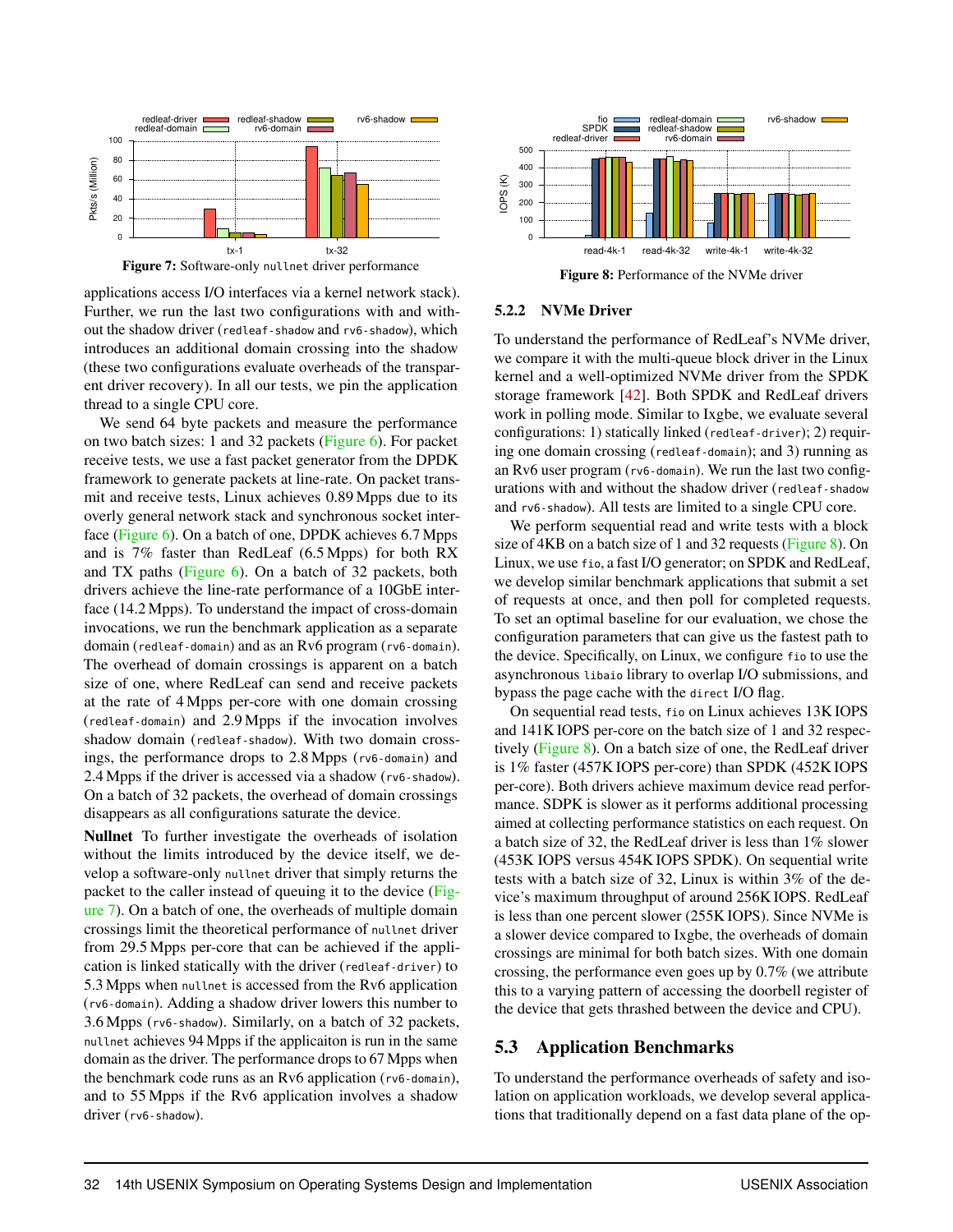Figure 7: Software-only `nullnet` driver performance

applications access I/O interfaces via a kernel network stack). Further, we run the last two configurations with and without the shadow driver (`redleaf-shadow` and `rv6-shadow`), which introduces an additional domain crossing into the shadow (these two configurations evaluate overheads of the transparent driver recovery). In all our tests, we pin the application thread to a single CPU core.

We send 64 byte packets and measure the performance on two batch sizes: 1 and 32 packets (Figure 6). For packet receive tests, we use a fast packet generator from the DPDK framework to generate packets at line-rate. On packet transmit and receive tests, Linux achieves 0.89 Mpps due to its overly general network stack and synchronous socket interface (Figure 6). On a batch of one, DPDK achieves 6.7 Mpps and is 7% faster than RedLeaf (6.5 Mpps) for both RX and TX paths (Figure 6). On a batch of 32 packets, both drivers achieve the line-rate performance of a 10GbE interface (14.2 Mpps). To understand the impact of cross-domain invocations, we run the benchmark application as a separate domain (`redleaf-domain`) and as an Rv6 program (`rv6-domain`). The overhead of domain crossings is apparent on a batch size of one, where RedLeaf can send and receive packets at the rate of 4 Mpps per-core with one domain crossing (`redleaf-domain`) and 2.9 Mpps if the invocation involves shadow domain (`redleaf-shadow`). With two domain crossings, the performance drops to 2.8 Mpps (`rv6-domain`) and 2.4 Mpps if the driver is accessed via a shadow (`rv6-shadow`). On a batch of 32 packets, the overhead of domain crossings disappears as all configurations saturate the device.

**Nullnet** To further investigate the overheads of isolation without the limits introduced by the device itself, we develop a software-only `nullnet` driver that simply returns the packet to the caller instead of queuing it to the device (Figure 7). On a batch of one, the overheads of multiple domain crossings limit the theoretical performance of `nullnet` driver from 29.5 Mpps per-core that can be achieved if the application is linked statically with the driver (`redleaf-driver`) to 5.3 Mpps when `nullnet` is accessed from the Rv6 application (`rv6-domain`). Adding a shadow driver lowers this number to 3.6 Mpps (`rv6-shadow`). Similarly, on a batch of 32 packets, `nullnet` achieves 94 Mpps if the applicaiton is run in the same domain as the driver. The performance drops to 67 Mpps when the benchmark code runs as an Rv6 application (`rv6-domain`), and to 55 Mpps if the Rv6 application involves a shadow driver (`rv6-shadow`).

Figure 8: Performance of the NVMe driver

### 5.2.2 NVMe Driver

To understand the performance of RedLeaf's NVMe driver, we compare it with the multi-queue block driver in the Linux kernel and a well-optimized NVMe driver from the SPDK storage framework [42]. Both SPDK and RedLeaf drivers work in polling mode. Similar to Ixgbe, we evaluate several configurations: 1) statically linked (`redleaf-driver`); 2) requiring one domain crossing (`redleaf-domain`); and 3) running as an Rv6 user program (`rv6-domain`). We run the last two configurations with and without the shadow driver (`redleaf-shadow` and `rv6-shadow`). All tests are limited to a single CPU core.

We perform sequential read and write tests with a block size of 4KB on a batch size of 1 and 32 requests (Figure 8). On Linux, we use `fio`, a fast I/O generator; on SPDK and RedLeaf, we develop similar benchmark applications that submit a set of requests at once, and then poll for completed requests. To set an optimal baseline for our evaluation, we chose the configuration parameters that can give us the fastest path to the device. Specifically, on Linux, we configure `fio` to use the asynchronous `libaio` library to overlap I/O submissions, and bypass the page cache with the `direct` I/O flag.

On sequential read tests, `fio` on Linux achieves 13K IOPS and 141K IOPS per-core on the batch size of 1 and 32 respectively (Figure 8). On a batch size of one, the RedLeaf driver is 1% faster (457K IOPS per-core) than SPDK (452K IOPS per-core). Both drivers achieve maximum device read performance. SDPK is slower as it performs additional processing aimed at collecting performance statistics on each request. On a batch size of 32, the RedLeaf driver is less than 1% slower (453K IOPS versus 454K IOPS SPDK). On sequential write tests with a batch size of 32, Linux is within 3% of the device's maximum throughput of around 256K IOPS. RedLeaf is less than one percent slower (255K IOPS). Since NVMe is a slower device compared to Ixgbe, the overheads of domain crossings are minimal for both batch sizes. With one domain crossing, the performance even goes up by 0.7% (we attribute this to a varying pattern of accessing the doorbell register of the device that gets thrashed between the device and CPU).

## 5.3 Application Benchmarks

To understand the performance overheads of safety and isolation on application workloads, we develop several applications that traditionally depend on a fast data plane of the op-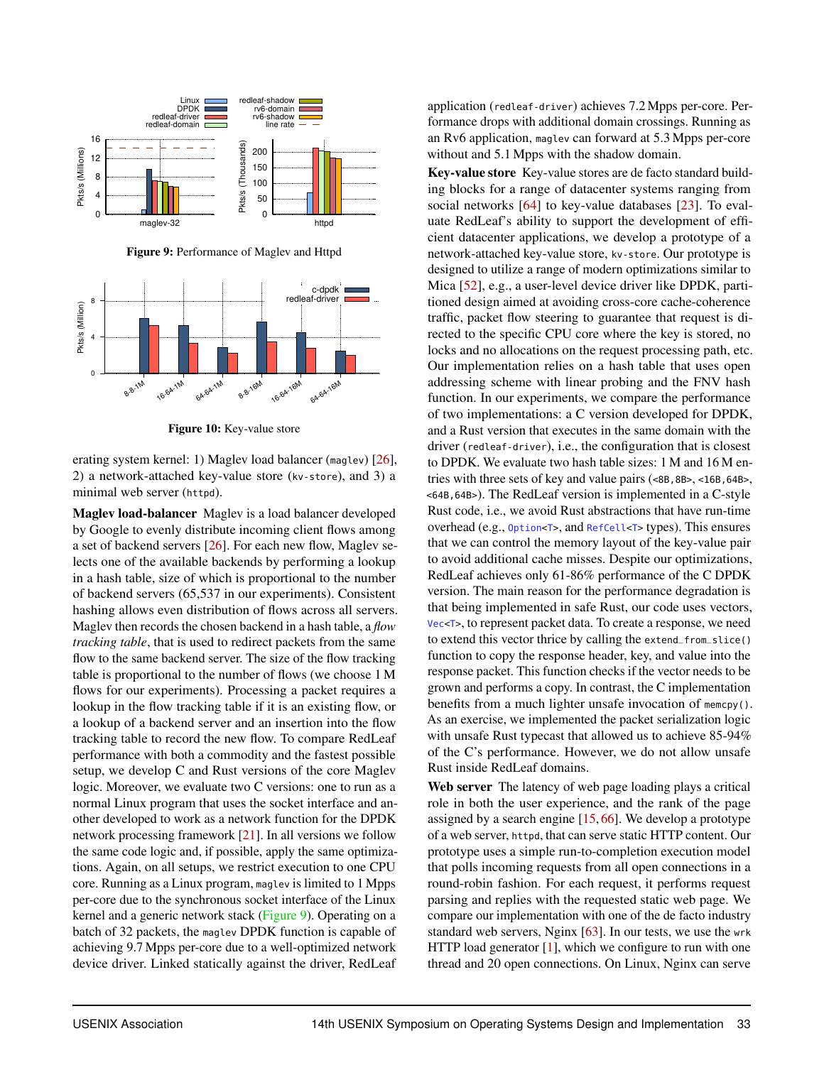**Figure 9:** Performance of Maglev and Httpd

**Figure 10:** Key-value store

erating system kernel: 1) Maglev load balancer (`maglev`) [26], 2) a network-attached key-value store (`kv-store`), and 3) a minimal web server (`httpd`).

**Maglev load-balancer** Maglev is a load balancer developed by Google to evenly distribute incoming client flows among a set of backend servers [26]. For each new flow, Maglev selects one of the available backends by performing a lookup in a hash table, size of which is proportional to the number of backend servers (65,537 in our experiments). Consistent hashing allows even distribution of flows across all servers. Maglev then records the chosen backend in a hash table, a *flow tracking table*, that is used to redirect packets from the same flow to the same backend server. The size of the flow tracking table is proportional to the number of flows (we choose 1 M flows for our experiments). Processing a packet requires a lookup in the flow tracking table if it is an existing flow, or a lookup of a backend server and an insertion into the flow tracking table to record the new flow. To compare RedLeaf performance with both a commodity and the fastest possible setup, we develop C and Rust versions of the core Maglev logic. Moreover, we evaluate two C versions: one to run as a normal Linux program that uses the socket interface and another developed to work as a network function for the DPDK network processing framework [21]. In all versions we follow the same code logic and, if possible, apply the same optimizations. Again, on all setups, we restrict execution to one CPU core. Running as a Linux program, `maglev` is limited to 1 Mpps per-core due to the synchronous socket interface of the Linux kernel and a generic network stack (Figure 9). Operating on a batch of 32 packets, the `maglev` DPDK function is capable of achieving 9.7 Mpps per-core due to a well-optimized network device driver. Linked statically against the driver, RedLeaf application (`redleaf-driver`) achieves 7.2 Mpps per-core. Performance drops with additional domain crossings. Running as an Rv6 application, `maglev` can forward at 5.3 Mpps per-core without and 5.1 Mpps with the shadow domain.

**Key-value store** Key-value stores are de facto standard building blocks for a range of datacenter systems ranging from social networks [64] to key-value databases [23]. To evaluate RedLeaf's ability to support the development of efficient datacenter applications, we develop a prototype of a network-attached key-value store, `kv-store`. Our prototype is designed to utilize a range of modern optimizations similar to Mica [52], e.g., a user-level device driver like DPDK, partitioned design aimed at avoiding cross-core cache-coherence traffic, packet flow steering to guarantee that request is directed to the specific CPU core where the key is stored, no locks and no allocations on the request processing path, etc. Our implementation relies on a hash table that uses open addressing scheme with linear probing and the FNV hash function. In our experiments, we compare the performance of two implementations: a C version developed for DPDK, and a Rust version that executes in the same domain with the driver (`redleaf-driver`), i.e., the configuration that is closest to DPDK. We evaluate two hash table sizes: 1 M and 16 M entries with three sets of key and value pairs (`<8B,8B>`, `<16B,64B>`, `<64B,64B>`). The RedLeaf version is implemented in a C-style Rust code, i.e., we avoid Rust abstractions that have run-time overhead (e.g., `Option<T>`, and `RefCell<T>` types). This ensures that we can control the memory layout of the key-value pair to avoid additional cache misses. Despite our optimizations, RedLeaf achieves only 61-86% performance of the C DPDK version. The main reason for the performance degradation is that being implemented in safe Rust, our code uses vectors, `Vec<T>`, to represent packet data. To create a response, we need to extend this vector thrice by calling the `extend_from_slice()` function to copy the response header, key, and value into the response packet. This function checks if the vector needs to be grown and performs a copy. In contrast, the C implementation benefits from a much lighter unsafe invocation of `memcpy()`. As an exercise, we implemented the packet serialization logic with unsafe Rust typecast that allowed us to achieve 85-94% of the C's performance. However, we do not allow unsafe Rust inside RedLeaf domains.

**Web server** The latency of web page loading plays a critical role in both the user experience, and the rank of the page assigned by a search engine [15, 66]. We develop a prototype of a web server, `httpd`, that can serve static HTTP content. Our prototype uses a simple run-to-completion execution model that polls incoming requests from all open connections in a round-robin fashion. For each request, it performs request parsing and replies with the requested static web page. We compare our implementation with one of the de facto industry standard web servers, Nginx [63]. In our tests, we use the `wrk` HTTP load generator [1], which we configure to run with one thread and 20 open connections. On Linux, Nginx can serve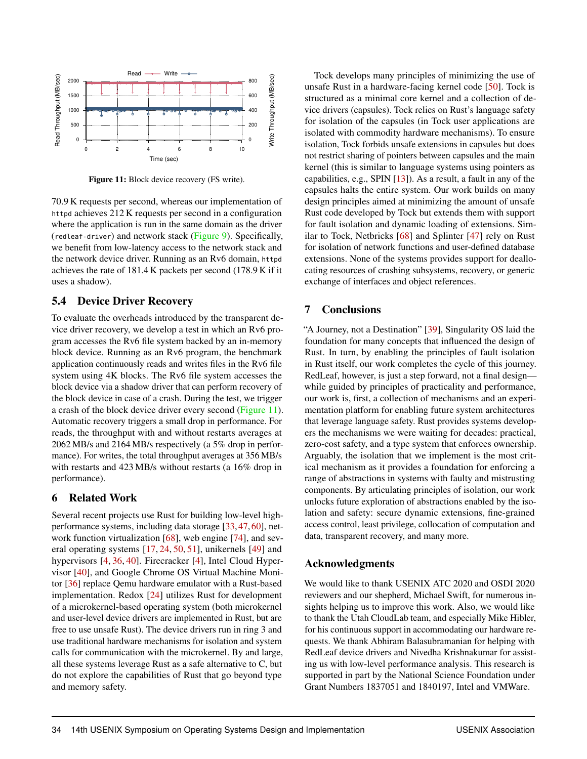Figure 11: Block device recovery (FS write).

70.9 K requests per second, whereas our implementation of httpd achieves 212 K requests per second in a configuration where the application is run in the same domain as the driver (redleaf-driver) and network stack (Figure 9). Specifically, we benefit from low-latency access to the network stack and the network device driver. Running as an Rv6 domain, httpd achieves the rate of 181.4 K packets per second (178.9 K if it uses a shadow).

### 5.4 Device Driver Recovery

To evaluate the overheads introduced by the transparent device driver recovery, we develop a test in which an Rv6 program accesses the Rv6 file system backed by an in-memory block device. Running as an Rv6 program, the benchmark application continuously reads and writes files in the Rv6 file system using 4K blocks. The Rv6 file system accesses the block device via a shadow driver that can perform recovery of the block device in case of a crash. During the test, we trigger a crash of the block device driver every second (Figure 11). Automatic recovery triggers a small drop in performance. For reads, the throughput with and without restarts averages at 2062 MB/s and 2164 MB/s respectively (a 5% drop in performance). For writes, the total throughput averages at 356 MB/s with restarts and 423 MB/s without restarts (a 16% drop in performance).

## 6 Related Work

Several recent projects use Rust for building low-level high-performance systems, including data storage [33, 47, 60], network function virtualization [68], web engine [74], and several operating systems [17, 24, 50, 51], unikernels [49] and hypervisors [4, 36, 40]. Firecracker [4], Intel Cloud Hypervisor [40], and Google Chrome OS Virtual Machine Monitor [36] replace Qemu hardware emulator with a Rust-based implementation. Redox [24] utilizes Rust for development of a microkernel-based operating system (both microkernel and user-level device drivers are implemented in Rust, but are free to use unsafe Rust). The device drivers run in ring 3 and use traditional hardware mechanisms for isolation and system calls for communication with the microkernel. By and large, all these systems leverage Rust as a safe alternative to C, but do not explore the capabilities of Rust that go beyond type and memory safety.

Tock develops many principles of minimizing the use of unsafe Rust in a hardware-facing kernel code [50]. Tock is structured as a minimal core kernel and a collection of device drivers (capsules). Tock relies on Rust's language safety for isolation of the capsules (in Tock user applications are isolated with commodity hardware mechanisms). To ensure isolation, Tock forbids unsafe extensions in capsules but does not restrict sharing of pointers between capsules and the main kernel (this is similar to language systems using pointers as capabilities, e.g., SPIN [13]). As a result, a fault in any of the capsules halts the entire system. Our work builds on many design principles aimed at minimizing the amount of unsafe Rust code developed by Tock but extends them with support for fault isolation and dynamic loading of extensions. Similar to Tock, Netbricks [68] and Splinter [47] rely on Rust for isolation of network functions and user-defined database extensions. None of the systems provides support for deallocating resources of crashing subsystems, recovery, or generic exchange of interfaces and object references.

## 7 Conclusions

"A Journey, not a Destination" [39], Singularity OS laid the foundation for many concepts that influenced the design of Rust. In turn, by enabling the principles of fault isolation in Rust itself, our work completes the cycle of this journey. RedLeaf, however, is just a step forward, not a final design—while guided by principles of practicality and performance, our work is, first, a collection of mechanisms and an experimentation platform for enabling future system architectures that leverage language safety. Rust provides systems developers the mechanisms we were waiting for decades: practical, zero-cost safety, and a type system that enforces ownership. Arguably, the isolation that we implement is the most critical mechanism as it provides a foundation for enforcing a range of abstractions in systems with faulty and mistrusting components. By articulating principles of isolation, our work unlocks future exploration of abstractions enabled by the isolation and safety: secure dynamic extensions, fine-grained access control, least privilege, collocation of computation and data, transparent recovery, and many more.

## Acknowledgments

We would like to thank USENIX ATC 2020 and OSDI 2020 reviewers and our shepherd, Michael Swift, for numerous insights helping us to improve this work. Also, we would like to thank the Utah CloudLab team, and especially Mike Hibler, for his continuous support in accommodating our hardware requests. We thank Abhiram Balasubramanian for helping with RedLeaf device drivers and Nivedha Krishnakumar for assisting us with low-level performance analysis. This research is supported in part by the National Science Foundation under Grant Numbers 1837051 and 1840197, Intel and VMWare.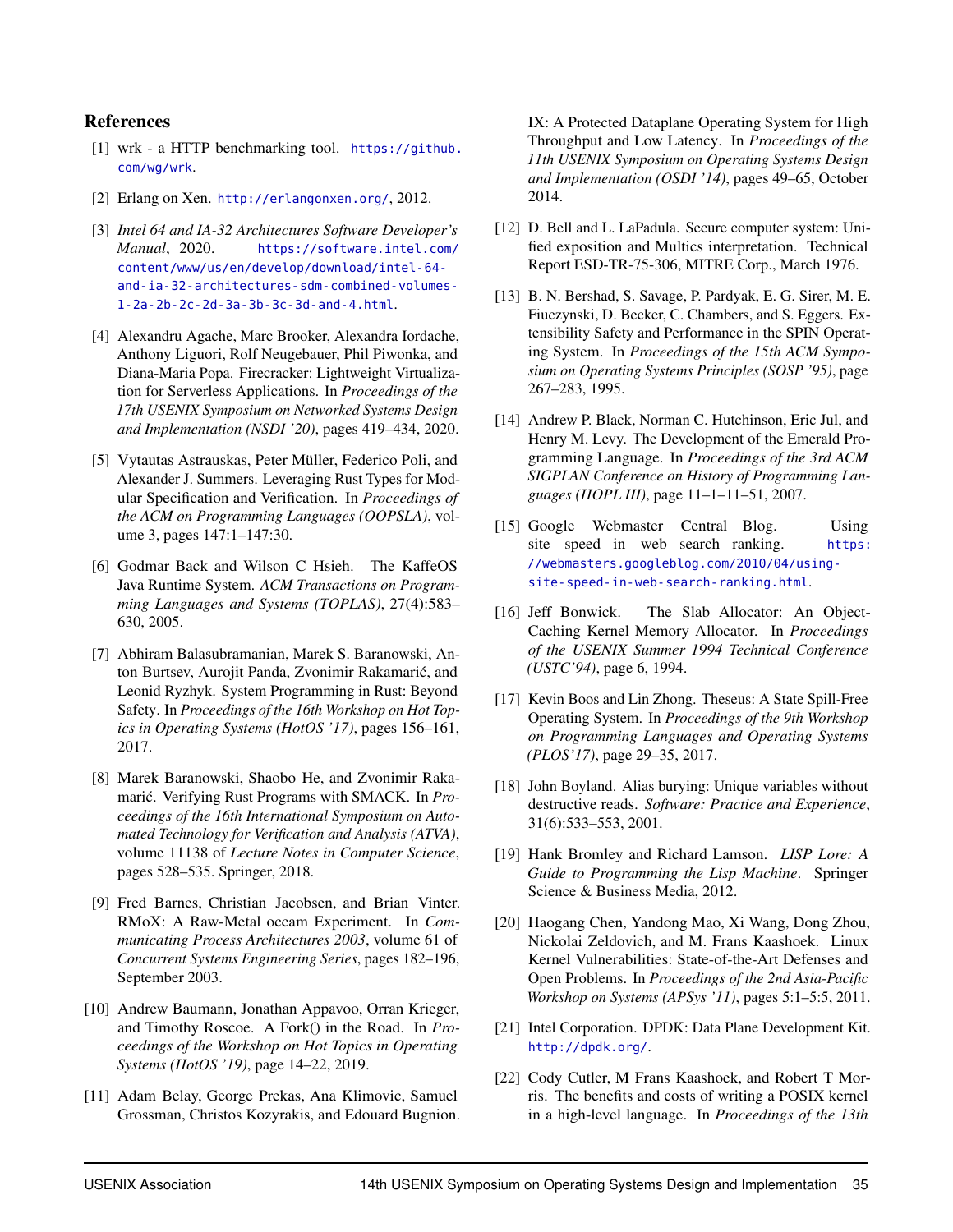## References

[1] wrk - a HTTP benchmarking tool. https://github.com/wg/wrk.

[2] Erlang on Xen. http://erlangonxen.org/, 2012.

[3] *Intel 64 and IA-32 Architectures Software Developer's Manual*, 2020. https://software.intel.com/content/www/us/en/develop/download/intel-64-and-ia-32-architectures-sdm-combined-volumes-1-2a-2b-2c-2d-3a-3b-3c-3d-and-4.html.

[4] Alexandru Agache, Marc Brooker, Alexandra Iordache, Anthony Liguori, Rolf Neugebauer, Phil Piwonka, and Diana-Maria Popa. Firecracker: Lightweight Virtualization for Serverless Applications. In *Proceedings of the 17th USENIX Symposium on Networked Systems Design and Implementation (NSDI '20)*, pages 419–434, 2020.

[5] Vytautas Astrauskas, Peter Müller, Federico Poli, and Alexander J. Summers. Leveraging Rust Types for Modular Specification and Verification. In *Proceedings of the ACM on Programming Languages (OOPSLA)*, volume 3, pages 147:1–147:30.

[6] Godmar Back and Wilson C Hsieh. The KaffeOS Java Runtime System. *ACM Transactions on Programming Languages and Systems (TOPLAS)*, 27(4):583–630, 2005.

[7] Abhiram Balasubramanian, Marek S. Baranowski, Anton Burtsev, Aurojit Panda, Zvonimir Rakamarić, and Leonid Ryzhyk. System Programming in Rust: Beyond Safety. In *Proceedings of the 16th Workshop on Hot Topics in Operating Systems (HotOS '17)*, pages 156–161, 2017.

[8] Marek Baranowski, Shaobo He, and Zvonimir Rakamarić. Verifying Rust Programs with SMACK. In *Proceedings of the 16th International Symposium on Automated Technology for Verification and Analysis (ATVA)*, volume 11138 of *Lecture Notes in Computer Science*, pages 528–535. Springer, 2018.

[9] Fred Barnes, Christian Jacobsen, and Brian Vinter. RMoX: A Raw-Metal occam Experiment. In *Communicating Process Architectures 2003*, volume 61 of *Concurrent Systems Engineering Series*, pages 182–196, September 2003.

[10] Andrew Baumann, Jonathan Appavoo, Orran Krieger, and Timothy Roscoe. A Fork() in the Road. In *Proceedings of the Workshop on Hot Topics in Operating Systems (HotOS '19)*, page 14–22, 2019.

[11] Adam Belay, George Prekas, Ana Klimovic, Samuel Grossman, Christos Kozyrakis, and Edouard Bugnion. IX: A Protected Dataplane Operating System for High Throughput and Low Latency. In *Proceedings of the 11th USENIX Symposium on Operating Systems Design and Implementation (OSDI '14)*, pages 49–65, October 2014.

[12] D. Bell and L. LaPadula. Secure computer system: Unified exposition and Multics interpretation. Technical Report ESD-TR-75-306, MITRE Corp., March 1976.

[13] B. N. Bershad, S. Savage, P. Pardyak, E. G. Sirer, M. E. Fiuczynski, D. Becker, C. Chambers, and S. Eggers. Extensibility Safety and Performance in the SPIN Operating System. In *Proceedings of the 15th ACM Symposium on Operating Systems Principles (SOSP '95)*, page 267–283, 1995.

[14] Andrew P. Black, Norman C. Hutchinson, Eric Jul, and Henry M. Levy. The Development of the Emerald Programming Language. In *Proceedings of the 3rd ACM SIGPLAN Conference on History of Programming Languages (HOPL III)*, page 11–1–11–51, 2007.

[15] Google Webmaster Central Blog. Using site speed in web search ranking. https://webmasters.googleblog.com/2010/04/using-site-speed-in-web-search-ranking.html.

[16] Jeff Bonwick. The Slab Allocator: An Object-Caching Kernel Memory Allocator. In *Proceedings of the USENIX Summer 1994 Technical Conference (USTC'94)*, page 6, 1994.

[17] Kevin Boos and Lin Zhong. Theseus: A State Spill-Free Operating System. In *Proceedings of the 9th Workshop on Programming Languages and Operating Systems (PLOS'17)*, page 29–35, 2017.

[18] John Boyland. Alias burying: Unique variables without destructive reads. *Software: Practice and Experience*, 31(6):533–553, 2001.

[19] Hank Bromley and Richard Lamson. *LISP Lore: A Guide to Programming the Lisp Machine*. Springer Science & Business Media, 2012.

[20] Haogang Chen, Yandong Mao, Xi Wang, Dong Zhou, Nickolai Zeldovich, and M. Frans Kaashoek. Linux Kernel Vulnerabilities: State-of-the-Art Defenses and Open Problems. In *Proceedings of the 2nd Asia-Pacific Workshop on Systems (APSys '11)*, pages 5:1–5:5, 2011.

[21] Intel Corporation. DPDK: Data Plane Development Kit. http://dpdk.org/.

[22] Cody Cutler, M Frans Kaashoek, and Robert T Morris. The benefits and costs of writing a POSIX kernel in a high-level language. In *Proceedings of the 13th*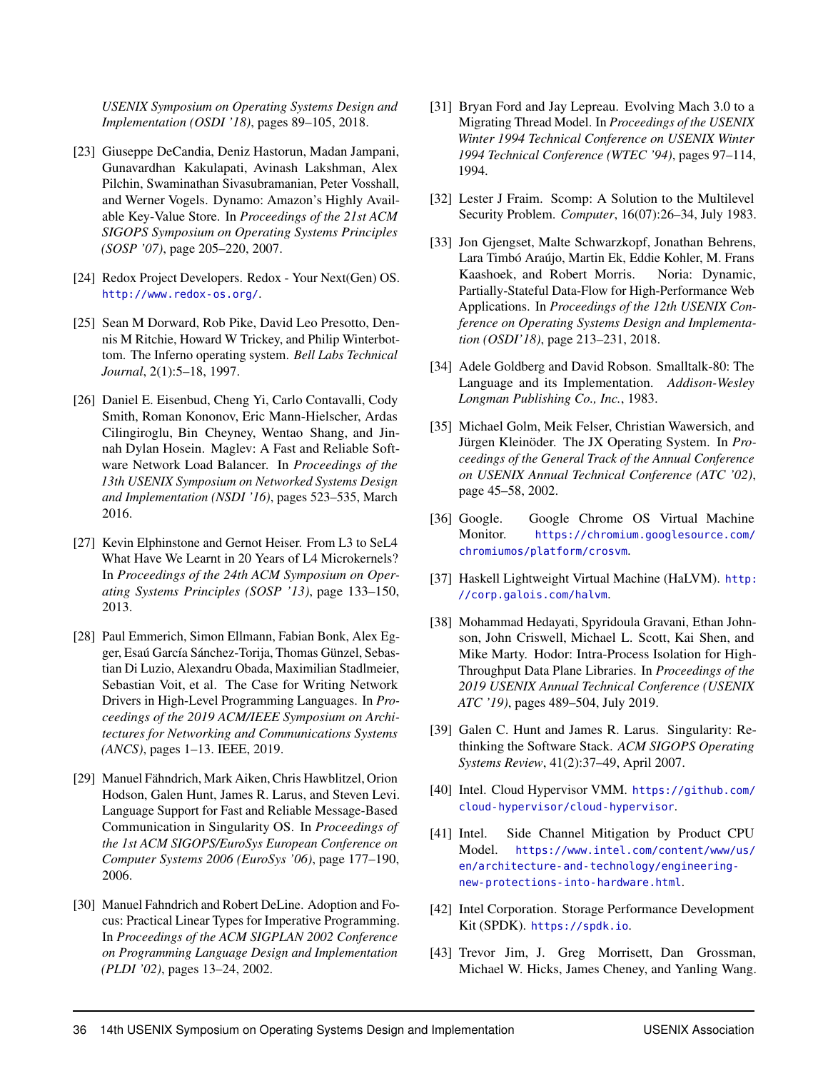*USENIX Symposium on Operating Systems Design and Implementation (OSDI '18)*, pages 89–105, 2018.

[23] Giuseppe DeCandia, Deniz Hastorun, Madan Jampani, Gunavardhan Kakulapati, Avinash Lakshman, Alex Pilchin, Swaminathan Sivasubramanian, Peter Vosshall, and Werner Vogels. Dynamo: Amazon's Highly Available Key-Value Store. In *Proceedings of the 21st ACM SIGOPS Symposium on Operating Systems Principles (SOSP '07)*, page 205–220, 2007.

[24] Redox Project Developers. Redox - Your Next(Gen) OS. http://www.redox-os.org/.

[25] Sean M Dorward, Rob Pike, David Leo Presotto, Dennis M Ritchie, Howard W Trickey, and Philip Winterbottom. The Inferno operating system. *Bell Labs Technical Journal*, 2(1):5–18, 1997.

[26] Daniel E. Eisenbud, Cheng Yi, Carlo Contavalli, Cody Smith, Roman Kononov, Eric Mann-Hielscher, Ardas Cilingiroglu, Bin Cheyney, Wentao Shang, and Jinnah Dylan Hosein. Maglev: A Fast and Reliable Software Network Load Balancer. In *Proceedings of the 13th USENIX Symposium on Networked Systems Design and Implementation (NSDI '16)*, pages 523–535, March 2016.

[27] Kevin Elphinstone and Gernot Heiser. From L3 to SeL4 What Have We Learnt in 20 Years of L4 Microkernels? In *Proceedings of the 24th ACM Symposium on Operating Systems Principles (SOSP '13)*, page 133–150, 2013.

[28] Paul Emmerich, Simon Ellmann, Fabian Bonk, Alex Egger, Esaú García Sánchez-Torija, Thomas Günzel, Sebastian Di Luzio, Alexandru Obada, Maximilian Stadlmeier, Sebastian Voit, et al. The Case for Writing Network Drivers in High-Level Programming Languages. In *Proceedings of the 2019 ACM/IEEE Symposium on Architectures for Networking and Communications Systems (ANCS)*, pages 1–13. IEEE, 2019.

[29] Manuel Fähndrich, Mark Aiken, Chris Hawblitzel, Orion Hodson, Galen Hunt, James R. Larus, and Steven Levi. Language Support for Fast and Reliable Message-Based Communication in Singularity OS. In *Proceedings of the 1st ACM SIGOPS/EuroSys European Conference on Computer Systems 2006 (EuroSys '06)*, page 177–190, 2006.

[30] Manuel Fahndrich and Robert DeLine. Adoption and Focus: Practical Linear Types for Imperative Programming. In *Proceedings of the ACM SIGPLAN 2002 Conference on Programming Language Design and Implementation (PLDI '02)*, pages 13–24, 2002.

[31] Bryan Ford and Jay Lepreau. Evolving Mach 3.0 to a Migrating Thread Model. In *Proceedings of the USENIX Winter 1994 Technical Conference on USENIX Winter 1994 Technical Conference (WTEC '94)*, pages 97–114, 1994.

[32] Lester J Fraim. Scomp: A Solution to the Multilevel Security Problem. *Computer*, 16(07):26–34, July 1983.

[33] Jon Gjengset, Malte Schwarzkopf, Jonathan Behrens, Lara Timbó Araújo, Martin Ek, Eddie Kohler, M. Frans Kaashoek, and Robert Morris. Noria: Dynamic, Partially-Stateful Data-Flow for High-Performance Web Applications. In *Proceedings of the 12th USENIX Conference on Operating Systems Design and Implementation (OSDI'18)*, page 213–231, 2018.

[34] Adele Goldberg and David Robson. Smalltalk-80: The Language and its Implementation. *Addison-Wesley Longman Publishing Co., Inc.*, 1983.

[35] Michael Golm, Meik Felser, Christian Wawersich, and Jürgen Kleinöder. The JX Operating System. In *Proceedings of the General Track of the Annual Conference on USENIX Annual Technical Conference (ATC '02)*, page 45–58, 2002.

[36] Google. Google Chrome OS Virtual Machine Monitor. https://chromium.googlesource.com/chromiumos/platform/crosvm.

[37] Haskell Lightweight Virtual Machine (HaLVM). http://corp.galois.com/halvm.

[38] Mohammad Hedayati, Spyridoula Gravani, Ethan Johnson, John Criswell, Michael L. Scott, Kai Shen, and Mike Marty. Hodor: Intra-Process Isolation for High-Throughput Data Plane Libraries. In *Proceedings of the 2019 USENIX Annual Technical Conference (USENIX ATC '19)*, pages 489–504, July 2019.

[39] Galen C. Hunt and James R. Larus. Singularity: Rethinking the Software Stack. *ACM SIGOPS Operating Systems Review*, 41(2):37–49, April 2007.

[40] Intel. Cloud Hypervisor VMM. https://github.com/cloud-hypervisor/cloud-hypervisor.

[41] Intel. Side Channel Mitigation by Product CPU Model. https://www.intel.com/content/www/us/en/architecture-and-technology/engineering-new-protections-into-hardware.html.

[42] Intel Corporation. Storage Performance Development Kit (SPDK). https://spdk.io.

[43] Trevor Jim, J. Greg Morrisett, Dan Grossman, Michael W. Hicks, James Cheney, and Yanling Wang.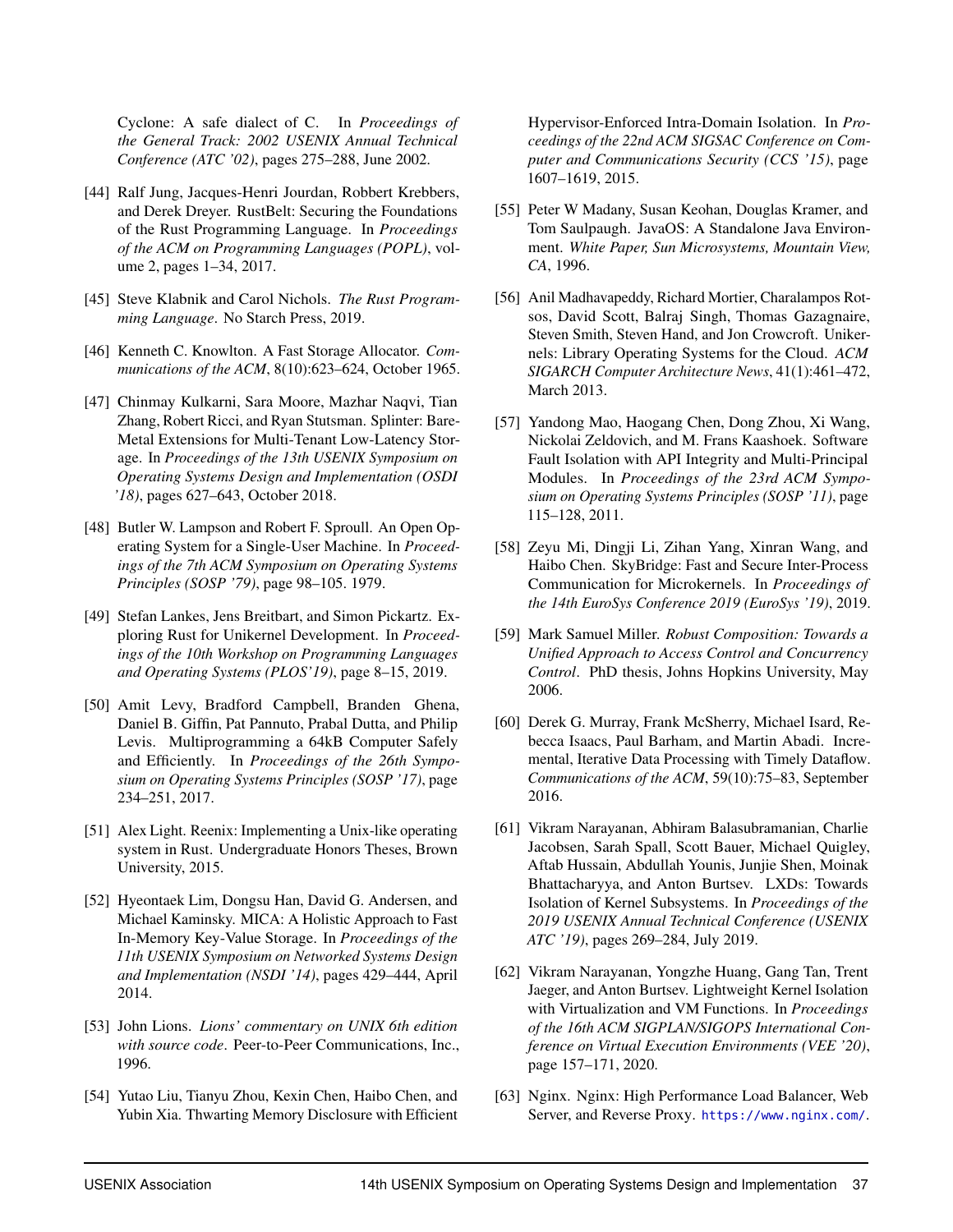Cyclone: A safe dialect of C. In *Proceedings of the General Track: 2002 USENIX Annual Technical Conference (ATC '02)*, pages 275–288, June 2002.

[44] Ralf Jung, Jacques-Henri Jourdan, Robbert Krebbers, and Derek Dreyer. RustBelt: Securing the Foundations of the Rust Programming Language. In *Proceedings of the ACM on Programming Languages (POPL)*, volume 2, pages 1–34, 2017.

[45] Steve Klabnik and Carol Nichols. *The Rust Programming Language*. No Starch Press, 2019.

[46] Kenneth C. Knowlton. A Fast Storage Allocator. *Communications of the ACM*, 8(10):623–624, October 1965.

[47] Chinmay Kulkarni, Sara Moore, Mazhar Naqvi, Tian Zhang, Robert Ricci, and Ryan Stutsman. Splinter: Bare-Metal Extensions for Multi-Tenant Low-Latency Storage. In *Proceedings of the 13th USENIX Symposium on Operating Systems Design and Implementation (OSDI '18)*, pages 627–643, October 2018.

[48] Butler W. Lampson and Robert F. Sproull. An Open Operating System for a Single-User Machine. In *Proceedings of the 7th ACM Symposium on Operating Systems Principles (SOSP '79)*, page 98–105. 1979.

[49] Stefan Lankes, Jens Breitbart, and Simon Pickartz. Exploring Rust for Unikernel Development. In *Proceedings of the 10th Workshop on Programming Languages and Operating Systems (PLOS'19)*, page 8–15, 2019.

[50] Amit Levy, Bradford Campbell, Branden Ghena, Daniel B. Giffin, Pat Pannuto, Prabal Dutta, and Philip Levis. Multiprogramming a 64kB Computer Safely and Efficiently. In *Proceedings of the 26th Symposium on Operating Systems Principles (SOSP '17)*, page 234–251, 2017.

[51] Alex Light. Reenix: Implementing a Unix-like operating system in Rust. Undergraduate Honors Theses, Brown University, 2015.

[52] Hyeontaek Lim, Dongsu Han, David G. Andersen, and Michael Kaminsky. MICA: A Holistic Approach to Fast In-Memory Key-Value Storage. In *Proceedings of the 11th USENIX Symposium on Networked Systems Design and Implementation (NSDI '14)*, pages 429–444, April 2014.

[53] John Lions. *Lions' commentary on UNIX 6th edition with source code*. Peer-to-Peer Communications, Inc., 1996.

[54] Yutao Liu, Tianyu Zhou, Kexin Chen, Haibo Chen, and Yubin Xia. Thwarting Memory Disclosure with Efficient Hypervisor-Enforced Intra-Domain Isolation. In *Proceedings of the 22nd ACM SIGSAC Conference on Computer and Communications Security (CCS '15)*, page 1607–1619, 2015.

[55] Peter W Madany, Susan Keohan, Douglas Kramer, and Tom Saulpaugh. JavaOS: A Standalone Java Environment. *White Paper, Sun Microsystems, Mountain View, CA*, 1996.

[56] Anil Madhavapeddy, Richard Mortier, Charalampos Rotsos, David Scott, Balraj Singh, Thomas Gazagnaire, Steven Smith, Steven Hand, and Jon Crowcroft. Unikernels: Library Operating Systems for the Cloud. *ACM SIGARCH Computer Architecture News*, 41(1):461–472, March 2013.

[57] Yandong Mao, Haogang Chen, Dong Zhou, Xi Wang, Nickolai Zeldovich, and M. Frans Kaashoek. Software Fault Isolation with API Integrity and Multi-Principal Modules. In *Proceedings of the 23rd ACM Symposium on Operating Systems Principles (SOSP '11)*, page 115–128, 2011.

[58] Zeyu Mi, Dingji Li, Zihan Yang, Xinran Wang, and Haibo Chen. SkyBridge: Fast and Secure Inter-Process Communication for Microkernels. In *Proceedings of the 14th EuroSys Conference 2019 (EuroSys '19)*, 2019.

[59] Mark Samuel Miller. *Robust Composition: Towards a Unified Approach to Access Control and Concurrency Control*. PhD thesis, Johns Hopkins University, May 2006.

[60] Derek G. Murray, Frank McSherry, Michael Isard, Rebecca Isaacs, Paul Barham, and Martin Abadi. Incremental, Iterative Data Processing with Timely Dataflow. *Communications of the ACM*, 59(10):75–83, September 2016.

[61] Vikram Narayanan, Abhiram Balasubramanian, Charlie Jacobsen, Sarah Spall, Scott Bauer, Michael Quigley, Aftab Hussain, Abdullah Younis, Junjie Shen, Moinak Bhattacharyya, and Anton Burtsev. LXDs: Towards Isolation of Kernel Subsystems. In *Proceedings of the 2019 USENIX Annual Technical Conference (USENIX ATC '19)*, pages 269–284, July 2019.

[62] Vikram Narayanan, Yongzhe Huang, Gang Tan, Trent Jaeger, and Anton Burtsev. Lightweight Kernel Isolation with Virtualization and VM Functions. In *Proceedings of the 16th ACM SIGPLAN/SIGOPS International Conference on Virtual Execution Environments (VEE '20)*, page 157–171, 2020.

[63] Nginx. Nginx: High Performance Load Balancer, Web Server, and Reverse Proxy. https://www.nginx.com/.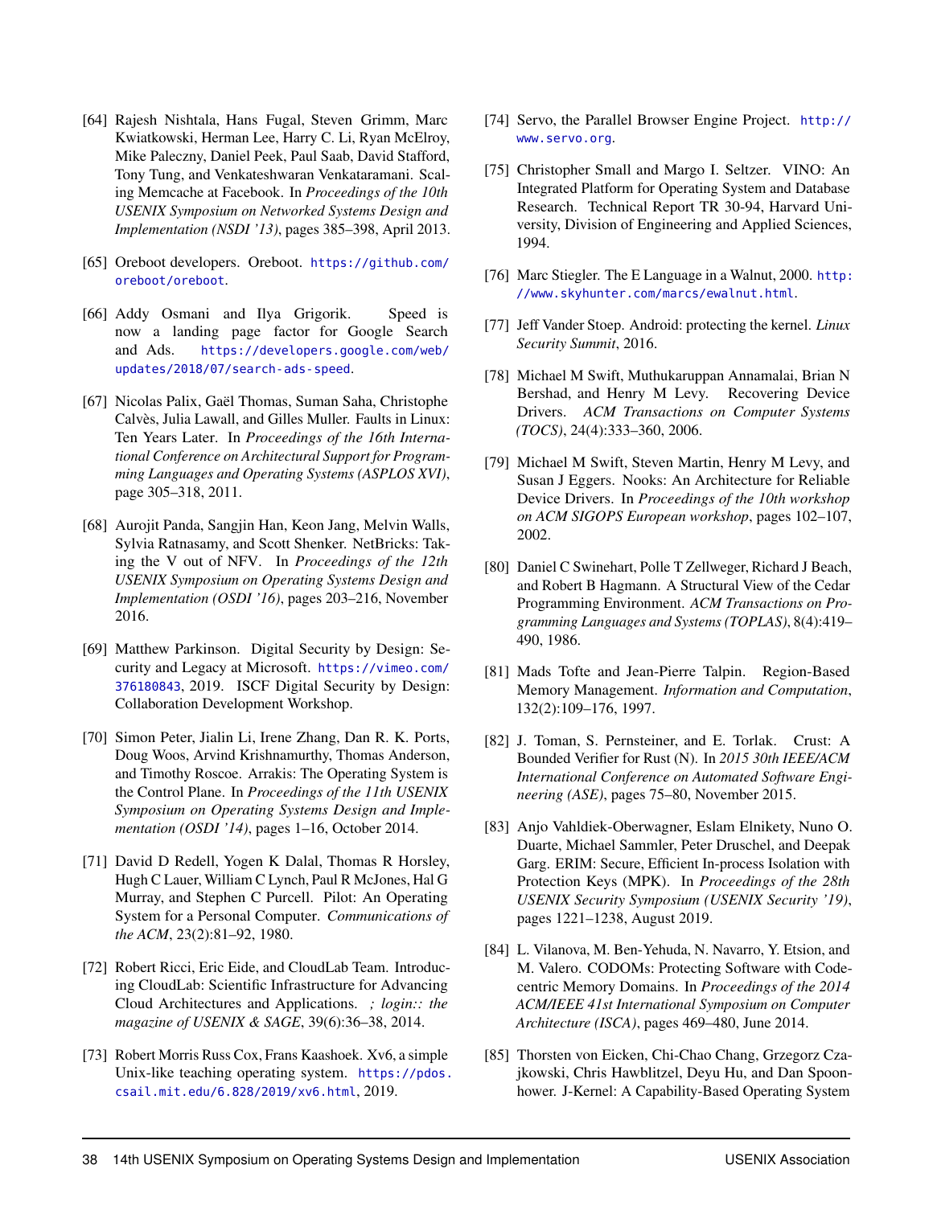[64] Rajesh Nishtala, Hans Fugal, Steven Grimm, Marc Kwiatkowski, Herman Lee, Harry C. Li, Ryan McElroy, Mike Paleczny, Daniel Peek, Paul Saab, David Stafford, Tony Tung, and Venkateshwaran Venkataramani. Scaling Memcache at Facebook. In *Proceedings of the 10th USENIX Symposium on Networked Systems Design and Implementation (NSDI '13)*, pages 385–398, April 2013.

[65] Oreboot developers. Oreboot. https://github.com/oreboot/oreboot.

[66] Addy Osmani and Ilya Grigorik. Speed is now a landing page factor for Google Search and Ads. https://developers.google.com/web/updates/2018/07/search-ads-speed.

[67] Nicolas Palix, Gaël Thomas, Suman Saha, Christophe Calvès, Julia Lawall, and Gilles Muller. Faults in Linux: Ten Years Later. In *Proceedings of the 16th International Conference on Architectural Support for Programming Languages and Operating Systems (ASPLOS XVI)*, page 305–318, 2011.

[68] Aurojit Panda, Sangjin Han, Keon Jang, Melvin Walls, Sylvia Ratnasamy, and Scott Shenker. NetBricks: Taking the V out of NFV. In *Proceedings of the 12th USENIX Symposium on Operating Systems Design and Implementation (OSDI '16)*, pages 203–216, November 2016.

[69] Matthew Parkinson. Digital Security by Design: Security and Legacy at Microsoft. https://vimeo.com/376180843, 2019. ISCF Digital Security by Design: Collaboration Development Workshop.

[70] Simon Peter, Jialin Li, Irene Zhang, Dan R. K. Ports, Doug Woos, Arvind Krishnamurthy, Thomas Anderson, and Timothy Roscoe. Arrakis: The Operating System is the Control Plane. In *Proceedings of the 11th USENIX Symposium on Operating Systems Design and Implementation (OSDI '14)*, pages 1–16, October 2014.

[71] David D Redell, Yogen K Dalal, Thomas R Horsley, Hugh C Lauer, William C Lynch, Paul R McJones, Hal G Murray, and Stephen C Purcell. Pilot: An Operating System for a Personal Computer. *Communications of the ACM*, 23(2):81–92, 1980.

[72] Robert Ricci, Eric Eide, and CloudLab Team. Introducing CloudLab: Scientific Infrastructure for Advancing Cloud Architectures and Applications. *; login:: the magazine of USENIX & SAGE*, 39(6):36–38, 2014.

[73] Robert Morris Russ Cox, Frans Kaashoek. Xv6, a simple Unix-like teaching operating system. https://pdos.csail.mit.edu/6.828/2019/xv6.html, 2019.

[74] Servo, the Parallel Browser Engine Project. http://www.servo.org.

[75] Christopher Small and Margo I. Seltzer. VINO: An Integrated Platform for Operating System and Database Research. Technical Report TR 30-94, Harvard University, Division of Engineering and Applied Sciences, 1994.

[76] Marc Stiegler. The E Language in a Walnut, 2000. http://www.skyhunter.com/marcs/ewalnut.html.

[77] Jeff Vander Stoep. Android: protecting the kernel. *Linux Security Summit*, 2016.

[78] Michael M Swift, Muthukaruppan Annamalai, Brian N Bershad, and Henry M Levy. Recovering Device Drivers. *ACM Transactions on Computer Systems (TOCS)*, 24(4):333–360, 2006.

[79] Michael M Swift, Steven Martin, Henry M Levy, and Susan J Eggers. Nooks: An Architecture for Reliable Device Drivers. In *Proceedings of the 10th workshop on ACM SIGOPS European workshop*, pages 102–107, 2002.

[80] Daniel C Swinehart, Polle T Zellweger, Richard J Beach, and Robert B Hagmann. A Structural View of the Cedar Programming Environment. *ACM Transactions on Programming Languages and Systems (TOPLAS)*, 8(4):419–490, 1986.

[81] Mads Tofte and Jean-Pierre Talpin. Region-Based Memory Management. *Information and Computation*, 132(2):109–176, 1997.

[82] J. Toman, S. Pernsteiner, and E. Torlak. Crust: A Bounded Verifier for Rust (N). In *2015 30th IEEE/ACM International Conference on Automated Software Engineering (ASE)*, pages 75–80, November 2015.

[83] Anjo Vahldiek-Oberwagner, Eslam Elnikety, Nuno O. Duarte, Michael Sammler, Peter Druschel, and Deepak Garg. ERIM: Secure, Efficient In-process Isolation with Protection Keys (MPK). In *Proceedings of the 28th USENIX Security Symposium (USENIX Security '19)*, pages 1221–1238, August 2019.

[84] L. Vilanova, M. Ben-Yehuda, N. Navarro, Y. Etsion, and M. Valero. CODOMs: Protecting Software with Code-centric Memory Domains. In *Proceedings of the 2014 ACM/IEEE 41st International Symposium on Computer Architecture (ISCA)*, pages 469–480, June 2014.

[85] Thorsten von Eicken, Chi-Chao Chang, Grzegorz Czajkowski, Chris Hawblitzel, Deyu Hu, and Dan Spoonhower. J-Kernel: A Capability-Based Operating System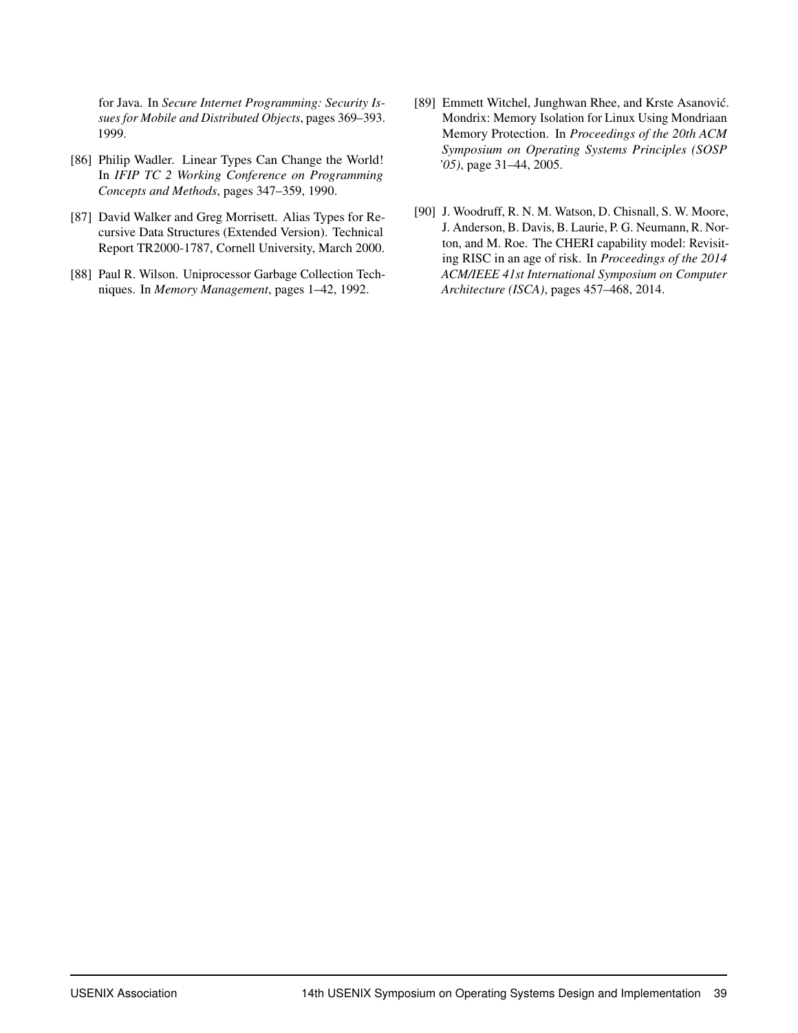for Java. In *Secure Internet Programming: Security Issues for Mobile and Distributed Objects*, pages 369–393. 1999.

[86] Philip Wadler. Linear Types Can Change the World! In *IFIP TC 2 Working Conference on Programming Concepts and Methods*, pages 347–359, 1990.

[87] David Walker and Greg Morrisett. Alias Types for Recursive Data Structures (Extended Version). Technical Report TR2000-1787, Cornell University, March 2000.

[88] Paul R. Wilson. Uniprocessor Garbage Collection Techniques. In *Memory Management*, pages 1–42, 1992.

[89] Emmett Witchel, Junghwan Rhee, and Krste Asanović. Mondrix: Memory Isolation for Linux Using Mondriaan Memory Protection. In *Proceedings of the 20th ACM Symposium on Operating Systems Principles (SOSP '05)*, page 31–44, 2005.

[90] J. Woodruff, R. N. M. Watson, D. Chisnall, S. W. Moore, J. Anderson, B. Davis, B. Laurie, P. G. Neumann, R. Norton, and M. Roe. The CHERI capability model: Revisiting RISC in an age of risk. In *Proceedings of the 2014 ACM/IEEE 41st International Symposium on Computer Architecture (ISCA)*, pages 457–468, 2014.